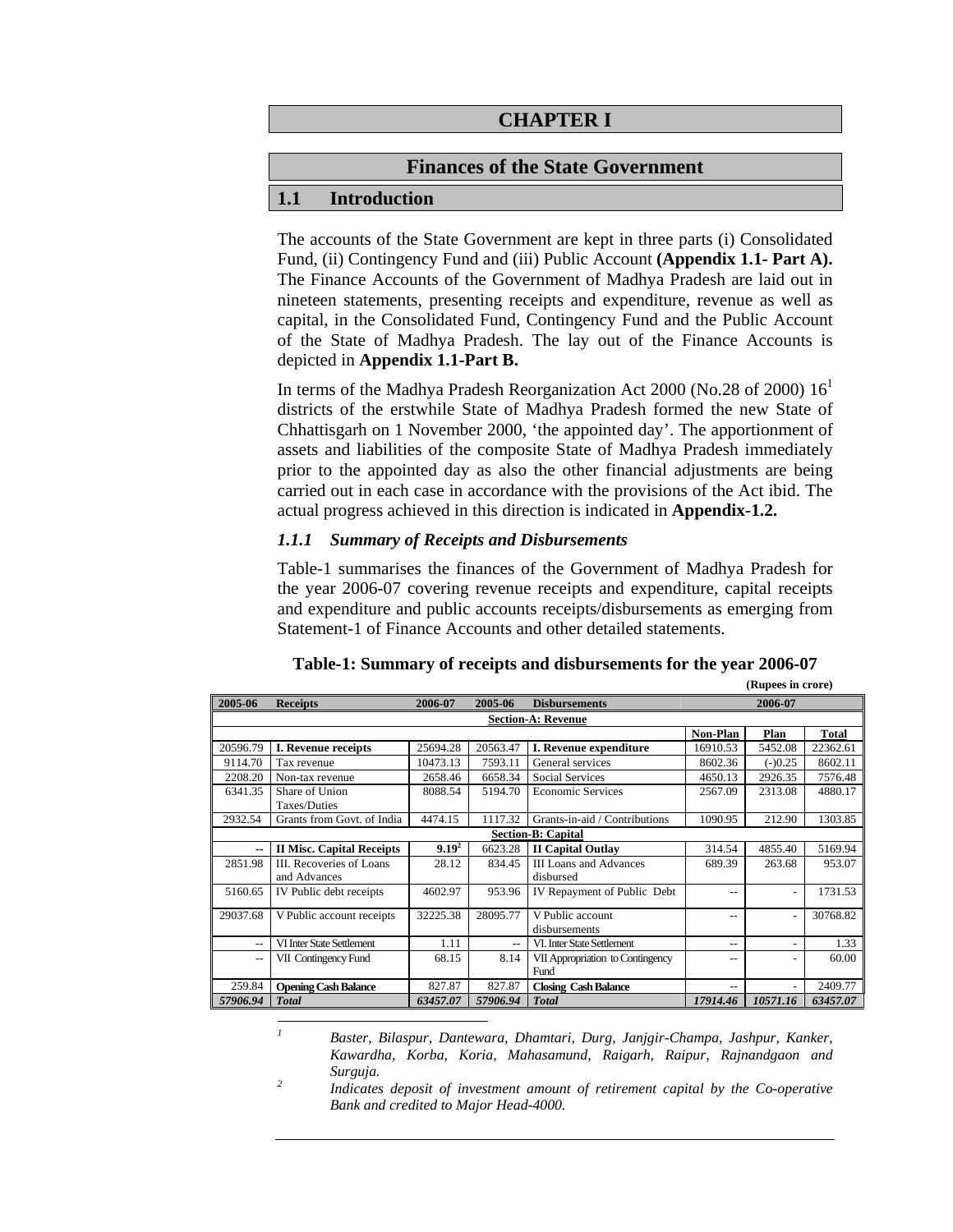# CHAPTER I

## Finances of the State Government

## 1.1 Introduction

The accounts of the State Government are kept in three parts (i) Consolidated Fund, (ii) Contingency Fund and (iii) Public Account **(Appendix 1.1- Part A).** The Finance Accounts of the Government of Madhya Pradesh are laid out in nineteen statements, presenting receipts and expenditure, revenue as well as capital, in the Consolidated Fund, Contingency Fund and the Public Account of the State of Madhya Pradesh. The lay out of the Finance Accounts is depicted in **Appendix 1.1-Part B.**

In terms of the Madhya Pradesh Reorganization Act 2000 (No.28 of 2000) 16[1] districts of the erstwhile State of Madhya Pradesh formed the new State of Chhattisgarh on 1 November 2000, 'the appointed day'. The apportionment of assets and liabilities of the composite State of Madhya Pradesh immediately prior to the appointed day as also the other financial adjustments are being carried out in each case in accordance with the provisions of the Act ibid. The actual progress achieved in this direction is indicated in **Appendix-1.2.**

### *1.1.1 Summary of Receipts and Disbursements*

Table-1 summarises the finances of the Government of Madhya Pradesh for the year 2006-07 covering revenue receipts and expenditure, capital receipts and expenditure and public accounts receipts/disbursements as emerging from Statement-1 of Finance Accounts and other detailed statements.

**Table-1: Summary of receipts and disbursements for the year 2006-07**

**(Rupees in crore)**

| 2005-06 | Receipts | 2006-07 | 2005-06 | Disbursements | 2006-07 | | |
|---|---|---|---|---|---|---|---|
| | | | | **Section-A: Revenue** | | | |
| | | | | | Non-Plan | Plan | Total |
| 20596.79 | **I. Revenue receipts** | 25694.28 | 20563.47 | **I. Revenue expenditure** | 16910.53 | 5452.08 | 22362.61 |
| 9114.70 | Tax revenue | 10473.13 | 7593.11 | General services | 8602.36 | (-)0.25 | 8602.11 |
| 2208.20 | Non-tax revenue | 2658.46 | 6658.34 | Social Services | 4650.13 | 2926.35 | 7576.48 |
| 6341.35 | Share of Union Taxes/Duties | 8088.54 | 5194.70 | Economic Services | 2567.09 | 2313.08 | 4880.17 |
| 2932.54 | Grants from Govt. of India | 4474.15 | 1117.32 | Grants-in-aid / Contributions | 1090.95 | 212.90 | 1303.85 |
| | | | | **Section-B: Capital** | | | |
| -- | **II Misc. Capital Receipts** | **9.19**[2] | 6623.28 | **II Capital Outlay** | 314.54 | 4855.40 | 5169.94 |
| 2851.98 | III. Recoveries of Loans and Advances | 28.12 | 834.45 | III Loans and Advances disbursed | 689.39 | 263.68 | 953.07 |
| 5160.65 | IV Public debt receipts | 4602.97 | 953.96 | IV Repayment of Public Debt | -- | - | 1731.53 |
| 29037.68 | V Public account receipts | 32225.38 | 28095.77 | V Public account disbursements | -- | - | 30768.82 |
| -- | VI Inter State Settlement | 1.11 | -- | VI. Inter State Settlement | -- | - | 1.33 |
| -- | VII Contingency Fund | 68.15 | 8.14 | VII Appropriation to Contingency Fund | -- | - | 60.00 |
| 259.84 | **Opening Cash Balance** | 827.87 | 827.87 | **Closing Cash Balance** | -- | - | 2409.77 |
| ***57906.94*** | ***Total*** | ***63457.07*** | ***57906.94*** | ***Total*** | ***17914.46*** | ***10571.16*** | ***63457.07*** |

[1] *Baster, Bilaspur, Dantewara, Dhamtari, Durg, Janjgir-Champa, Jashpur, Kanker, Kawardha, Korba, Koria, Mahasamund, Raigarh, Raipur, Rajnandgaon and Surguja.*

[2] *Indicates deposit of investment amount of retirement capital by the Co-operative Bank and credited to Major Head-4000.*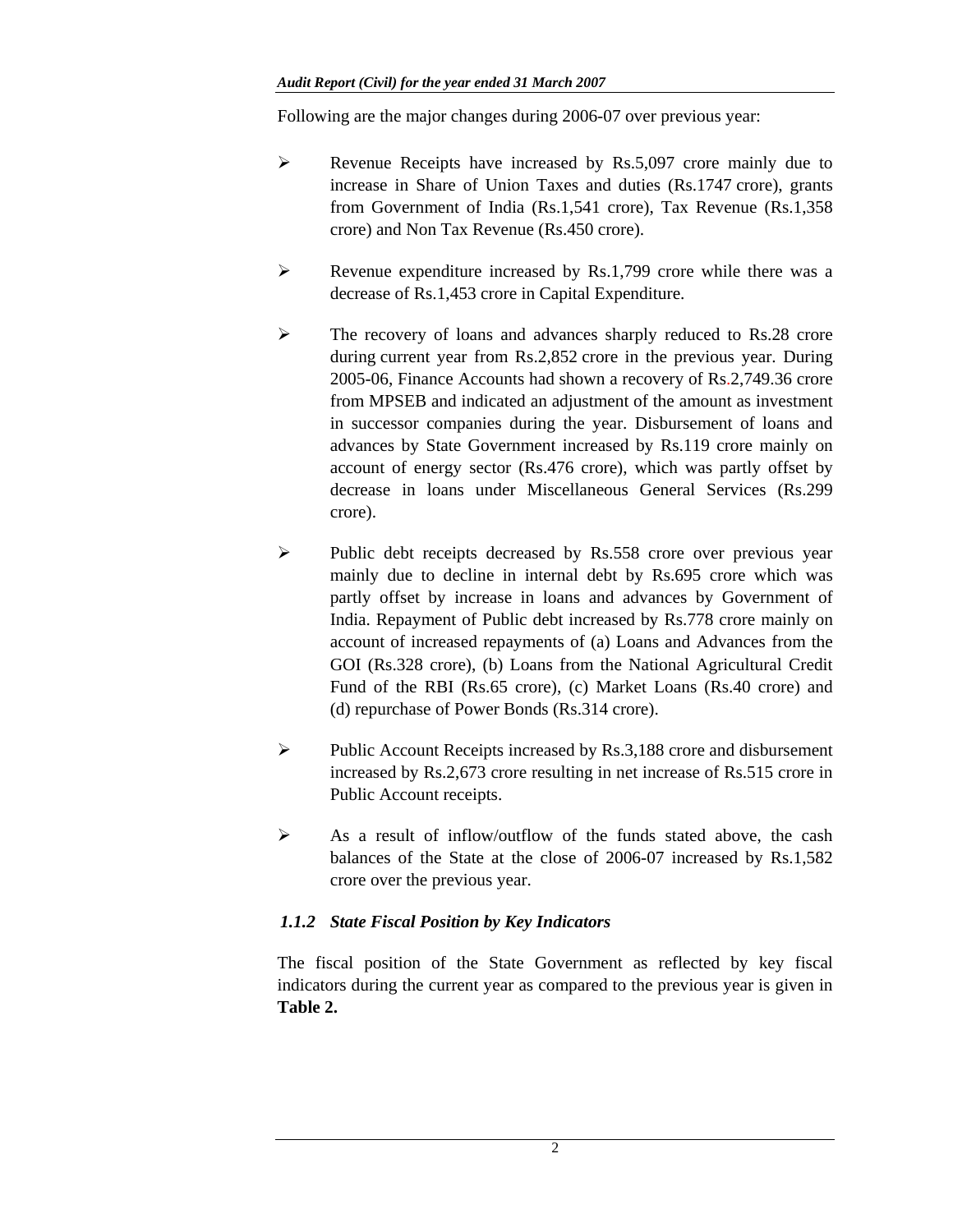Following are the major changes during 2006-07 over previous year:

- Revenue Receipts have increased by Rs.5,097 crore mainly due to increase in Share of Union Taxes and duties (Rs.1747 crore), grants from Government of India (Rs.1,541 crore), Tax Revenue (Rs.1,358 crore) and Non Tax Revenue (Rs.450 crore).

- Revenue expenditure increased by Rs.1,799 crore while there was a decrease of Rs.1,453 crore in Capital Expenditure.

- The recovery of loans and advances sharply reduced to Rs.28 crore during current year from Rs.2,852 crore in the previous year. During 2005-06, Finance Accounts had shown a recovery of Rs.2,749.36 crore from MPSEB and indicated an adjustment of the amount as investment in successor companies during the year. Disbursement of loans and advances by State Government increased by Rs.119 crore mainly on account of energy sector (Rs.476 crore), which was partly offset by decrease in loans under Miscellaneous General Services (Rs.299 crore).

- Public debt receipts decreased by Rs.558 crore over previous year mainly due to decline in internal debt by Rs.695 crore which was partly offset by increase in loans and advances by Government of India. Repayment of Public debt increased by Rs.778 crore mainly on account of increased repayments of (a) Loans and Advances from the GOI (Rs.328 crore), (b) Loans from the National Agricultural Credit Fund of the RBI (Rs.65 crore), (c) Market Loans (Rs.40 crore) and (d) repurchase of Power Bonds (Rs.314 crore).

- Public Account Receipts increased by Rs.3,188 crore and disbursement increased by Rs.2,673 crore resulting in net increase of Rs.515 crore in Public Account receipts.

- As a result of inflow/outflow of the funds stated above, the cash balances of the State at the close of 2006-07 increased by Rs.1,582 crore over the previous year.

### *1.1.2 State Fiscal Position by Key Indicators*

The fiscal position of the State Government as reflected by key fiscal indicators during the current year as compared to the previous year is given in **Table 2.**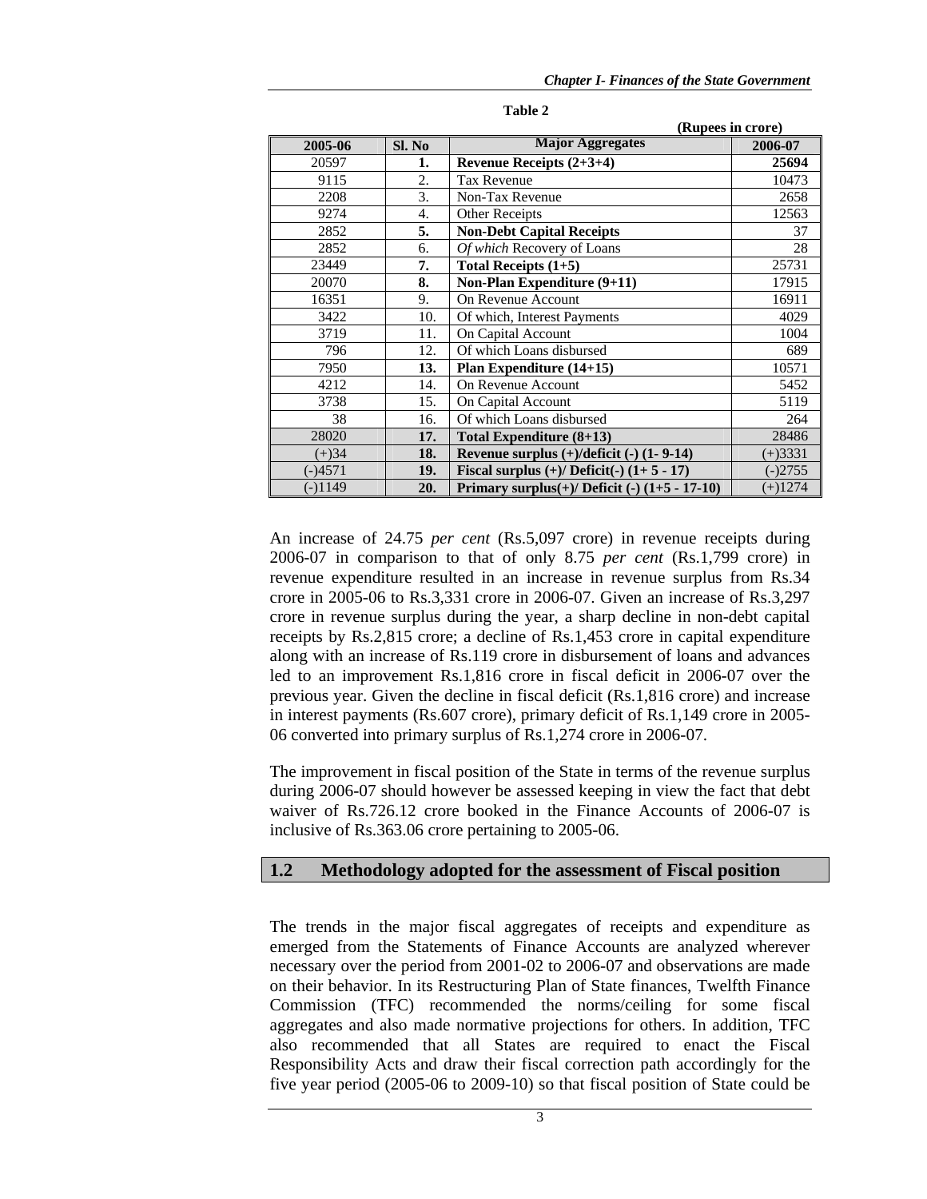**Table 2**

(Rupees in crore)

| 2005-06 | Sl. No | Major Aggregates | 2006-07 |
|---|---|---|---|
| 20597 | **1.** | **Revenue Receipts (2+3+4)** | **25694** |
| 9115 | 2. | Tax Revenue | 10473 |
| 2208 | 3. | Non-Tax Revenue | 2658 |
| 9274 | 4. | Other Receipts | 12563 |
| 2852 | **5.** | **Non-Debt Capital Receipts** | 37 |
| 2852 | 6. | *Of which* Recovery of Loans | 28 |
| 23449 | **7.** | **Total Receipts (1+5)** | 25731 |
| 20070 | **8.** | **Non-Plan Expenditure (9+11)** | 17915 |
| 16351 | 9. | On Revenue Account | 16911 |
| 3422 | 10. | Of which, Interest Payments | 4029 |
| 3719 | 11. | On Capital Account | 1004 |
| 796 | 12. | Of which Loans disbursed | 689 |
| 7950 | **13.** | **Plan Expenditure (14+15)** | 10571 |
| 4212 | 14. | On Revenue Account | 5452 |
| 3738 | 15. | On Capital Account | 5119 |
| 38 | 16. | Of which Loans disbursed | 264 |
| 28020 | **17.** | **Total Expenditure (8+13)** | 28486 |
| (+)34 | **18.** | **Revenue surplus (+)/deficit (-) (1- 9-14)** | (+)3331 |
| (-)4571 | **19.** | **Fiscal surplus (+)/ Deficit(-) (1+ 5 - 17)** | (-)2755 |
| (-)1149 | **20.** | **Primary surplus(+)/ Deficit (-) (1+5 - 17-10)** | (+)1274 |

An increase of 24.75 *per cent* (Rs.5,097 crore) in revenue receipts during 2006-07 in comparison to that of only 8.75 *per cent* (Rs.1,799 crore) in revenue expenditure resulted in an increase in revenue surplus from Rs.34 crore in 2005-06 to Rs.3,331 crore in 2006-07. Given an increase of Rs.3,297 crore in revenue surplus during the year, a sharp decline in non-debt capital receipts by Rs.2,815 crore; a decline of Rs.1,453 crore in capital expenditure along with an increase of Rs.119 crore in disbursement of loans and advances led to an improvement Rs.1,816 crore in fiscal deficit in 2006-07 over the previous year. Given the decline in fiscal deficit (Rs.1,816 crore) and increase in interest payments (Rs.607 crore), primary deficit of Rs.1,149 crore in 2005-06 converted into primary surplus of Rs.1,274 crore in 2006-07.

The improvement in fiscal position of the State in terms of the revenue surplus during 2006-07 should however be assessed keeping in view the fact that debt waiver of Rs.726.12 crore booked in the Finance Accounts of 2006-07 is inclusive of Rs.363.06 crore pertaining to 2005-06.

## 1.2 Methodology adopted for the assessment of Fiscal position

The trends in the major fiscal aggregates of receipts and expenditure as emerged from the Statements of Finance Accounts are analyzed wherever necessary over the period from 2001-02 to 2006-07 and observations are made on their behavior. In its Restructuring Plan of State finances, Twelfth Finance Commission (TFC) recommended the norms/ceiling for some fiscal aggregates and also made normative projections for others. In addition, TFC also recommended that all States are required to enact the Fiscal Responsibility Acts and draw their fiscal correction path accordingly for the five year period (2005-06 to 2009-10) so that fiscal position of State could be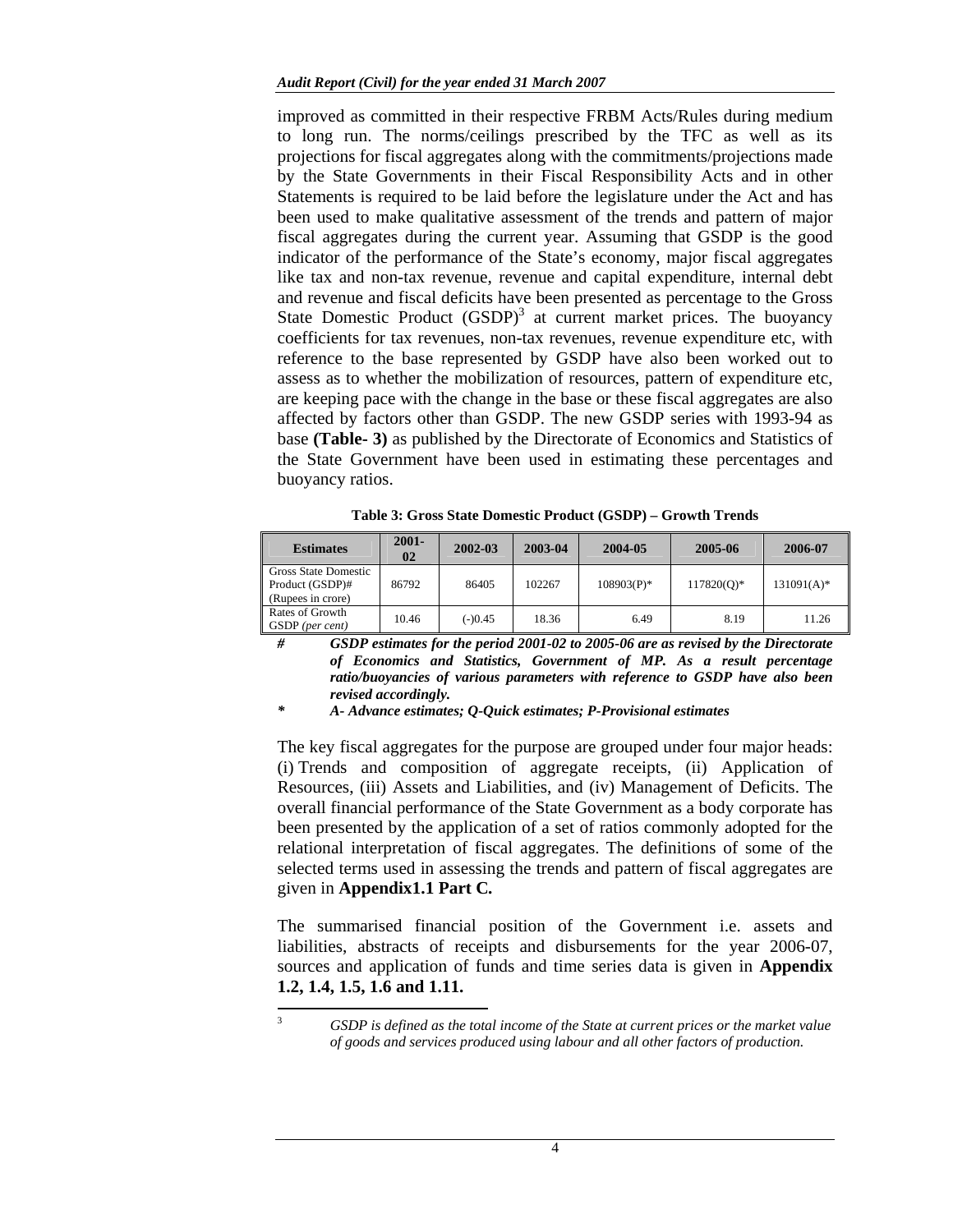improved as committed in their respective FRBM Acts/Rules during medium to long run. The norms/ceilings prescribed by the TFC as well as its projections for fiscal aggregates along with the commitments/projections made by the State Governments in their Fiscal Responsibility Acts and in other Statements is required to be laid before the legislature under the Act and has been used to make qualitative assessment of the trends and pattern of major fiscal aggregates during the current year. Assuming that GSDP is the good indicator of the performance of the State's economy, major fiscal aggregates like tax and non-tax revenue, revenue and capital expenditure, internal debt and revenue and fiscal deficits have been presented as percentage to the Gross State Domestic Product (GSDP)[3] at current market prices. The buoyancy coefficients for tax revenues, non-tax revenues, revenue expenditure etc, with reference to the base represented by GSDP have also been worked out to assess as to whether the mobilization of resources, pattern of expenditure etc, are keeping pace with the change in the base or these fiscal aggregates are also affected by factors other than GSDP. The new GSDP series with 1993-94 as base **(Table- 3)** as published by the Directorate of Economics and Statistics of the State Government have been used in estimating these percentages and buoyancy ratios.

**Table 3: Gross State Domestic Product (GSDP) – Growth Trends**

| Estimates | 2001-02 | 2002-03 | 2003-04 | 2004-05 | 2005-06 | 2006-07 |
|---|---|---|---|---|---|---|
| Gross State Domestic Product (GSDP)# (Rupees in crore) | 86792 | 86405 | 102267 | 108903(P)* | 117820(Q)* | 131091(A)* |
| Rates of Growth GSDP *(per cent)* | 10.46 | (-)0.45 | 18.36 | 6.49 | 8.19 | 11.26 |

***#*** ***GSDP estimates for the period 2001-02 to 2005-06 are as revised by the Directorate of Economics and Statistics, Government of MP. As a result percentage ratio/buoyancies of various parameters with reference to GSDP have also been revised accordingly.***

***** ***A- Advance estimates; Q-Quick estimates; P-Provisional estimates***

The key fiscal aggregates for the purpose are grouped under four major heads: (i) Trends and composition of aggregate receipts, (ii) Application of Resources, (iii) Assets and Liabilities, and (iv) Management of Deficits. The overall financial performance of the State Government as a body corporate has been presented by the application of a set of ratios commonly adopted for the relational interpretation of fiscal aggregates. The definitions of some of the selected terms used in assessing the trends and pattern of fiscal aggregates are given in **Appendix1.1 Part C.**

The summarised financial position of the Government i.e. assets and liabilities, abstracts of receipts and disbursements for the year 2006-07, sources and application of funds and time series data is given in **Appendix 1.2, 1.4, 1.5, 1.6 and 1.11.**

---

[3] *GSDP is defined as the total income of the State at current prices or the market value of goods and services produced using labour and all other factors of production.*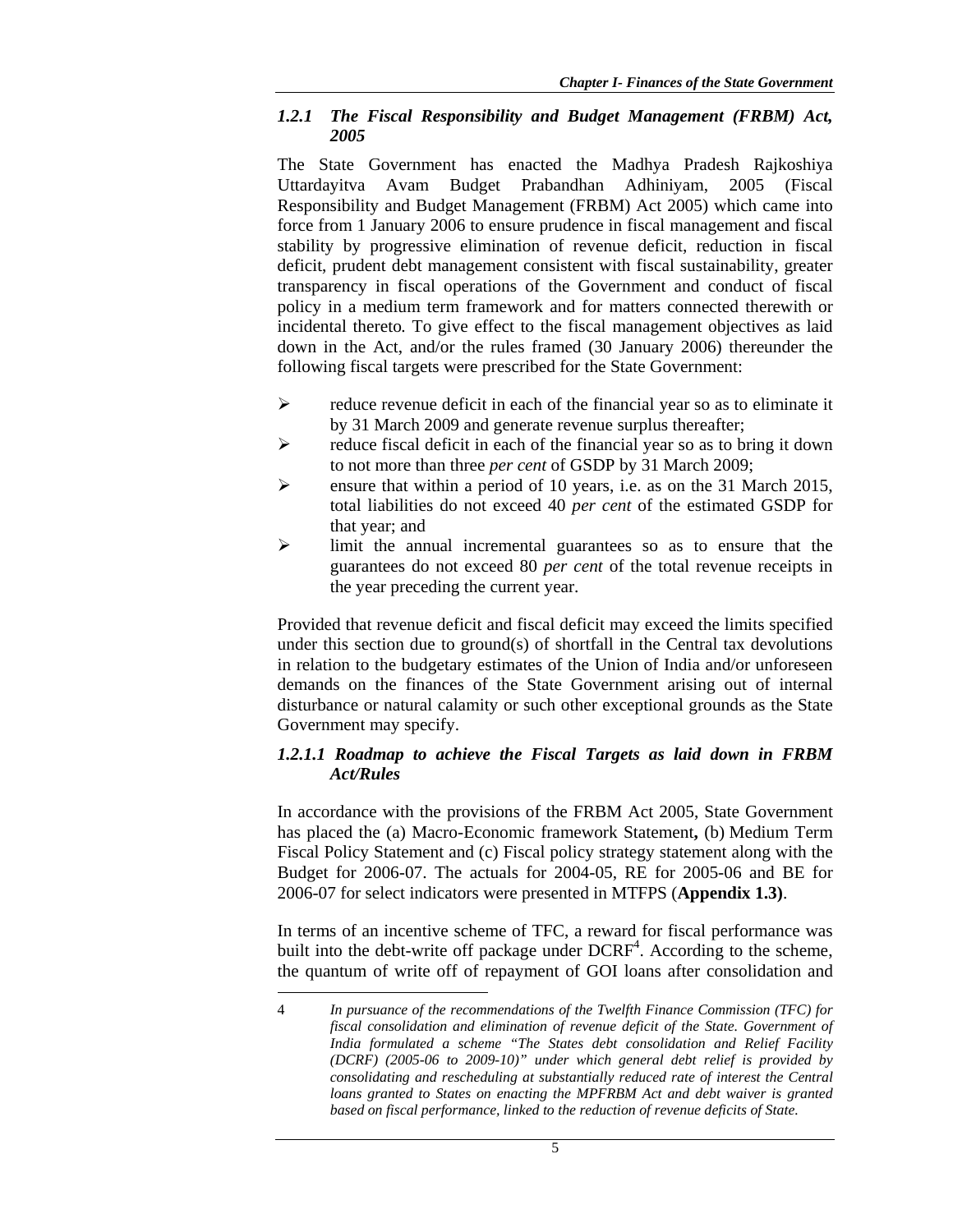### *1.2.1 The Fiscal Responsibility and Budget Management (FRBM) Act, 2005*

The State Government has enacted the Madhya Pradesh Rajkoshiya Uttardayitva Avam Budget Prabandhan Adhiniyam, 2005 (Fiscal Responsibility and Budget Management (FRBM) Act 2005) which came into force from 1 January 2006 to ensure prudence in fiscal management and fiscal stability by progressive elimination of revenue deficit, reduction in fiscal deficit, prudent debt management consistent with fiscal sustainability, greater transparency in fiscal operations of the Government and conduct of fiscal policy in a medium term framework and for matters connected therewith or incidental thereto. To give effect to the fiscal management objectives as laid down in the Act, and/or the rules framed (30 January 2006) thereunder the following fiscal targets were prescribed for the State Government:

- reduce revenue deficit in each of the financial year so as to eliminate it by 31 March 2009 and generate revenue surplus thereafter;
- reduce fiscal deficit in each of the financial year so as to bring it down to not more than three *per cent* of GSDP by 31 March 2009;
- ensure that within a period of 10 years, i.e. as on the 31 March 2015, total liabilities do not exceed 40 *per cent* of the estimated GSDP for that year; and
- limit the annual incremental guarantees so as to ensure that the guarantees do not exceed 80 *per cent* of the total revenue receipts in the year preceding the current year.

Provided that revenue deficit and fiscal deficit may exceed the limits specified under this section due to ground(s) of shortfall in the Central tax devolutions in relation to the budgetary estimates of the Union of India and/or unforeseen demands on the finances of the State Government arising out of internal disturbance or natural calamity or such other exceptional grounds as the State Government may specify.

#### *1.2.1.1 Roadmap to achieve the Fiscal Targets as laid down in FRBM Act/Rules*

In accordance with the provisions of the FRBM Act 2005, State Government has placed the (a) Macro-Economic framework Statement**,** (b) Medium Term Fiscal Policy Statement and (c) Fiscal policy strategy statement along with the Budget for 2006-07. The actuals for 2004-05, RE for 2005-06 and BE for 2006-07 for select indicators were presented in MTFPS (**Appendix 1.3)**.

In terms of an incentive scheme of TFC, a reward for fiscal performance was built into the debt-write off package under DCRF[4]. According to the scheme, the quantum of write off of repayment of GOI loans after consolidation and

---

4 *In pursuance of the recommendations of the Twelfth Finance Commission (TFC) for fiscal consolidation and elimination of revenue deficit of the State. Government of India formulated a scheme "The States debt consolidation and Relief Facility (DCRF) (2005-06 to 2009-10)" under which general debt relief is provided by consolidating and rescheduling at substantially reduced rate of interest the Central loans granted to States on enacting the MPFRBM Act and debt waiver is granted based on fiscal performance, linked to the reduction of revenue deficits of State.*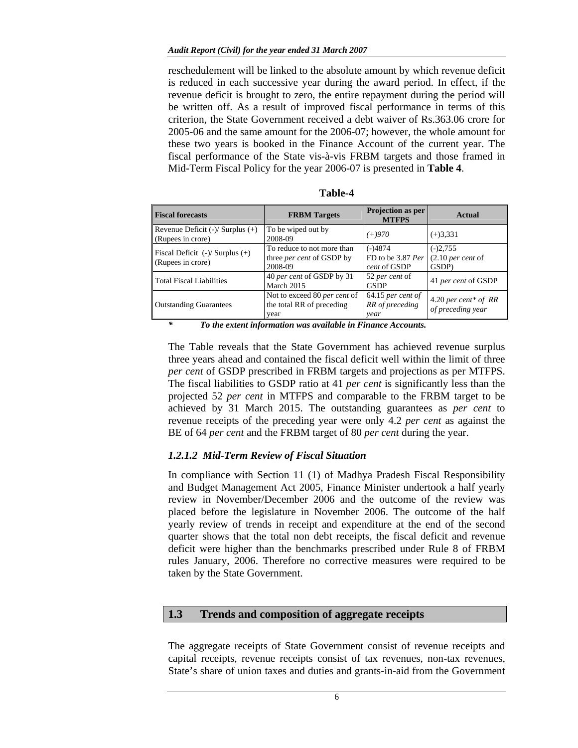reschedulement will be linked to the absolute amount by which revenue deficit is reduced in each successive year during the award period. In effect, if the revenue deficit is brought to zero, the entire repayment during the period will be written off. As a result of improved fiscal performance in terms of this criterion, the State Government received a debt waiver of Rs.363.06 crore for 2005-06 and the same amount for the 2006-07; however, the whole amount for these two years is booked in the Finance Account of the current year. The fiscal performance of the State vis-à-vis FRBM targets and those framed in Mid-Term Fiscal Policy for the year 2006-07 is presented in **Table 4**.

**Table-4**

| Fiscal forecasts | FRBM Targets | Projection as per MTFPS | Actual |
|---|---|---|---|
| Revenue Deficit (-)/ Surplus (+) (Rupees in crore) | To be wiped out by 2008-09 | *(+)970* | (+)3,331 |
| Fiscal Deficit (-)/ Surplus (+) (Rupees in crore) | To reduce to not more than three *per cent* of GSDP by 2008-09 | (-)4874 FD to be 3.87 *Per cent* of GSDP | (-)2,755 (2.10 *per cent* of GSDP) |
| Total Fiscal Liabilities | 40 *per cent* of GSDP by 31 March 2015 | 52 *per cent* of GSDP | 41 *per cent* of GSDP |
| Outstanding Guarantees | Not to exceed 80 *per cent* of the total RR of preceding year | *64.15 per cent of RR of preceding year* | *4.20 per cent\* of RR of preceding year* |

***\*     To the extent information was available in Finance Accounts.***

The Table reveals that the State Government has achieved revenue surplus three years ahead and contained the fiscal deficit well within the limit of three *per cent* of GSDP prescribed in FRBM targets and projections as per MTFPS. The fiscal liabilities to GSDP ratio at 41 *per cent* is significantly less than the projected 52 *per cent* in MTFPS and comparable to the FRBM target to be achieved by 31 March 2015. The outstanding guarantees as *per cent* to revenue receipts of the preceding year were only 4.2 *per cent* as against the BE of 64 *per cent* and the FRBM target of 80 *per cent* during the year.

### *1.2.1.2 Mid-Term Review of Fiscal Situation*

In compliance with Section 11 (1) of Madhya Pradesh Fiscal Responsibility and Budget Management Act 2005, Finance Minister undertook a half yearly review in November/December 2006 and the outcome of the review was placed before the legislature in November 2006. The outcome of the half yearly review of trends in receipt and expenditure at the end of the second quarter shows that the total non debt receipts, the fiscal deficit and revenue deficit were higher than the benchmarks prescribed under Rule 8 of FRBM rules January, 2006. Therefore no corrective measures were required to be taken by the State Government.

## 1.3 Trends and composition of aggregate receipts

The aggregate receipts of State Government consist of revenue receipts and capital receipts, revenue receipts consist of tax revenues, non-tax revenues, State's share of union taxes and duties and grants-in-aid from the Government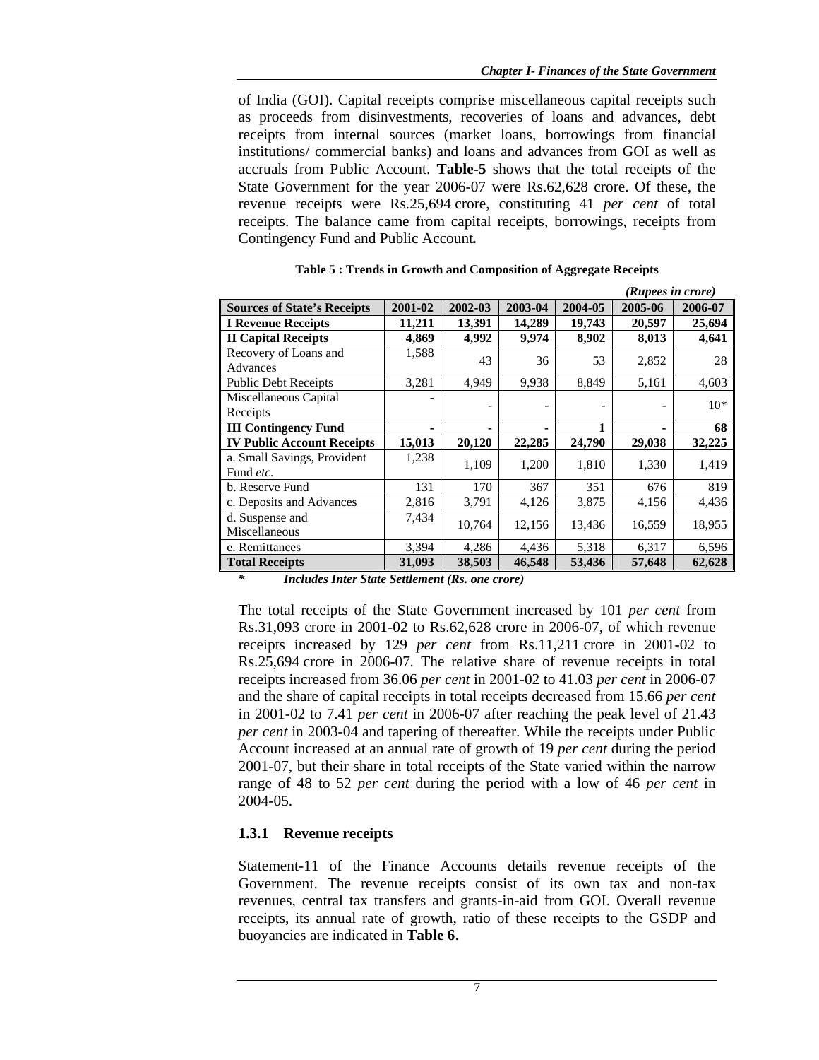of India (GOI). Capital receipts comprise miscellaneous capital receipts such as proceeds from disinvestments, recoveries of loans and advances, debt receipts from internal sources (market loans, borrowings from financial institutions/ commercial banks) and loans and advances from GOI as well as accruals from Public Account. **Table-5** shows that the total receipts of the State Government for the year 2006-07 were Rs.62,628 crore. Of these, the revenue receipts were Rs.25,694 crore, constituting 41 *per cent* of total receipts. The balance came from capital receipts, borrowings, receipts from Contingency Fund and Public Account.

**Table 5 : Trends in Growth and Composition of Aggregate Receipts**

*(Rupees in crore)*

| Sources of State's Receipts | 2001-02 | 2002-03 | 2003-04 | 2004-05 | 2005-06 | 2006-07 |
|---|---|---|---|---|---|---|
| **I Revenue Receipts** | **11,211** | **13,391** | **14,289** | **19,743** | **20,597** | **25,694** |
| **II Capital Receipts** | **4,869** | **4,992** | **9,974** | **8,902** | **8,013** | **4,641** |
| Recovery of Loans and Advances | 1,588 | 43 | 36 | 53 | 2,852 | 28 |
| Public Debt Receipts | 3,281 | 4,949 | 9,938 | 8,849 | 5,161 | 4,603 |
| Miscellaneous Capital Receipts | - | - | - | - | - | 10* |
| **III Contingency Fund** | **-** | **-** | **-** | **1** | **-** | **68** |
| **IV Public Account Receipts** | **15,013** | **20,120** | **22,285** | **24,790** | **29,038** | **32,225** |
| a. Small Savings, Provident Fund *etc.* | 1,238 | 1,109 | 1,200 | 1,810 | 1,330 | 1,419 |
| b. Reserve Fund | 131 | 170 | 367 | 351 | 676 | 819 |
| c. Deposits and Advances | 2,816 | 3,791 | 4,126 | 3,875 | 4,156 | 4,436 |
| d. Suspense and Miscellaneous | 7,434 | 10,764 | 12,156 | 13,436 | 16,559 | 18,955 |
| e. Remittances | 3,394 | 4,286 | 4,436 | 5,318 | 6,317 | 6,596 |
| **Total Receipts** | **31,093** | **38,503** | **46,548** | **53,436** | **57,648** | **62,628** |

***\*** *Includes Inter State Settlement (Rs. one crore)***

The total receipts of the State Government increased by 101 *per cent* from Rs.31,093 crore in 2001-02 to Rs.62,628 crore in 2006-07, of which revenue receipts increased by 129 *per cent* from Rs.11,211 crore in 2001-02 to Rs.25,694 crore in 2006-07. The relative share of revenue receipts in total receipts increased from 36.06 *per cent* in 2001-02 to 41.03 *per cent* in 2006-07 and the share of capital receipts in total receipts decreased from 15.66 *per cent* in 2001-02 to 7.41 *per cent* in 2006-07 after reaching the peak level of 21.43 *per cent* in 2003-04 and tapering of thereafter. While the receipts under Public Account increased at an annual rate of growth of 19 *per cent* during the period 2001-07, but their share in total receipts of the State varied within the narrow range of 48 to 52 *per cent* during the period with a low of 46 *per cent* in 2004-05.

### 1.3.1 Revenue receipts

Statement-11 of the Finance Accounts details revenue receipts of the Government. The revenue receipts consist of its own tax and non-tax revenues, central tax transfers and grants-in-aid from GOI. Overall revenue receipts, its annual rate of growth, ratio of these receipts to the GSDP and buoyancies are indicated in **Table 6**.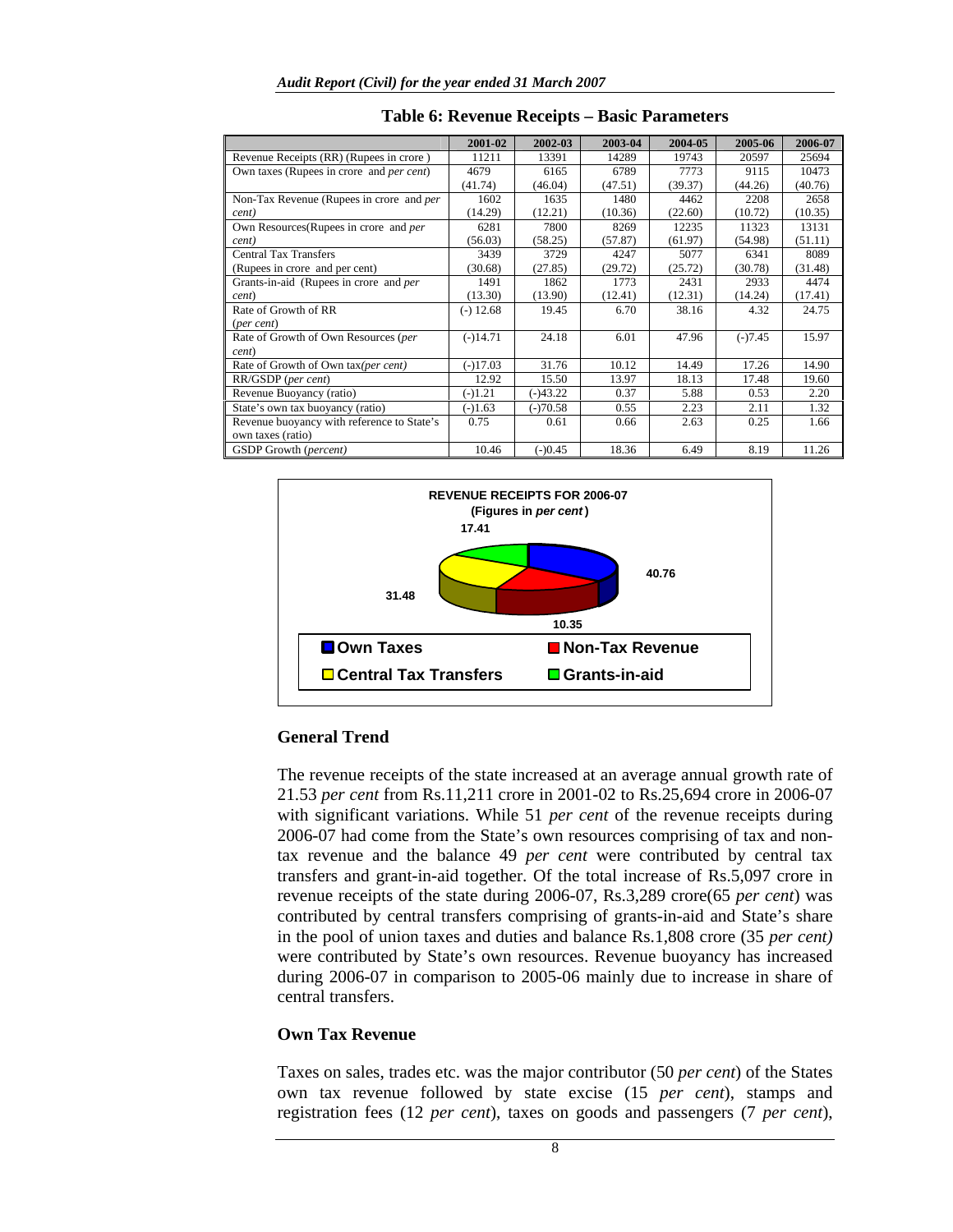**Table 6: Revenue Receipts – Basic Parameters**

| | 2001-02 | 2002-03 | 2003-04 | 2004-05 | 2005-06 | 2006-07 |
|---|---|---|---|---|---|---|
| Revenue Receipts (RR) (Rupees in crore ) | 11211 | 13391 | 14289 | 19743 | 20597 | 25694 |
| Own taxes (Rupees in crore and *per cent*) | 4679 (41.74) | 6165 (46.04) | 6789 (47.51) | 7773 (39.37) | 9115 (44.26) | 10473 (40.76) |
| Non-Tax Revenue (Rupees in crore and *per cent)* | 1602 (14.29) | 1635 (12.21) | 1480 (10.36) | 4462 (22.60) | 2208 (10.72) | 2658 (10.35) |
| Own Resources(Rupees in crore and *per cent)* | 6281 (56.03) | 7800 (58.25) | 8269 (57.87) | 12235 (61.97) | 11323 (54.98) | 13131 (51.11) |
| Central Tax Transfers (Rupees in crore and per cent) | 3439 (30.68) | 3729 (27.85) | 4247 (29.72) | 5077 (25.72) | 6341 (30.78) | 8089 (31.48) |
| Grants-in-aid (Rupees in crore and *per cent*) | 1491 (13.30) | 1862 (13.90) | 1773 (12.41) | 2431 (12.31) | 2933 (14.24) | 4474 (17.41) |
| Rate of Growth of RR (*per cent*) | (-) 12.68 | 19.45 | 6.70 | 38.16 | 4.32 | 24.75 |
| Rate of Growth of Own Resources (*per cent*) | (-)14.71 | 24.18 | 6.01 | 47.96 | (-)7.45 | 15.97 |
| Rate of Growth of Own tax*(per cent)* | (-)17.03 | 31.76 | 10.12 | 14.49 | 17.26 | 14.90 |
| RR/GSDP (*per cent*) | 12.92 | 15.50 | 13.97 | 18.13 | 17.48 | 19.60 |
| Revenue Buoyancy (ratio) | (-)1.21 | (-)43.22 | 0.37 | 5.88 | 0.53 | 2.20 |
| State's own tax buoyancy (ratio) | (-)1.63 | (-)70.58 | 0.55 | 2.23 | 2.11 | 1.32 |
| Revenue buoyancy with reference to State's own taxes (ratio) | 0.75 | 0.61 | 0.66 | 2.63 | 0.25 | 1.66 |
| GSDP Growth (*percent)* | 10.46 | (-)0.45 | 18.36 | 6.49 | 8.19 | 11.26 |

**REVENUE RECEIPTS FOR 2006-07**
**(Figures in *per cent*)**

17.41

40.76

31.48

10.35

Own Taxes
Non-Tax Revenue
Central Tax Transfers
Grants-in-aid

### General Trend

The revenue receipts of the state increased at an average annual growth rate of 21.53 *per cent* from Rs.11,211 crore in 2001-02 to Rs.25,694 crore in 2006-07 with significant variations. While 51 *per cent* of the revenue receipts during 2006-07 had come from the State's own resources comprising of tax and non-tax revenue and the balance 49 *per cent* were contributed by central tax transfers and grant-in-aid together. Of the total increase of Rs.5,097 crore in revenue receipts of the state during 2006-07, Rs.3,289 crore(65 *per cent*) was contributed by central transfers comprising of grants-in-aid and State's share in the pool of union taxes and duties and balance Rs.1,808 crore (35 *per cent)* were contributed by State's own resources. Revenue buoyancy has increased during 2006-07 in comparison to 2005-06 mainly due to increase in share of central transfers.

### Own Tax Revenue

Taxes on sales, trades etc. was the major contributor (50 *per cent*) of the States own tax revenue followed by state excise (15 *per cent*), stamps and registration fees (12 *per cent*), taxes on goods and passengers (7 *per cent*),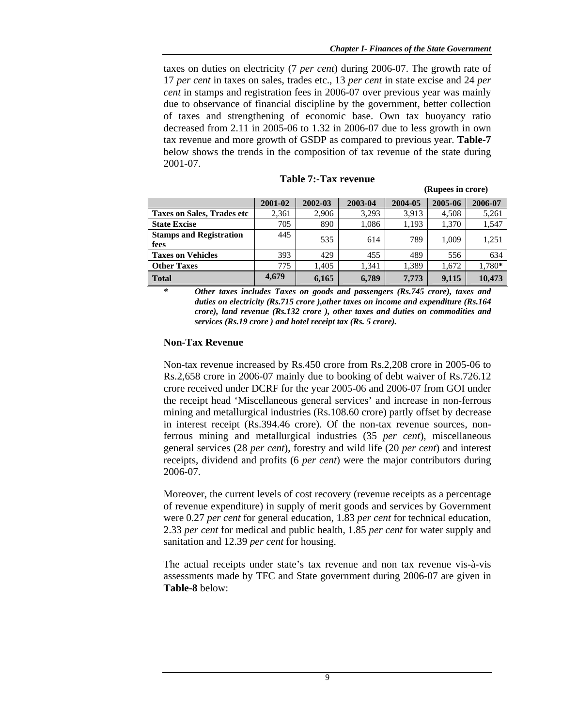taxes on duties on electricity (7 *per cent*) during 2006-07. The growth rate of 17 *per cent* in taxes on sales, trades etc., 13 *per cent* in state excise and 24 *per cent* in stamps and registration fees in 2006-07 over previous year was mainly due to observance of financial discipline by the government, better collection of taxes and strengthening of economic base. Own tax buoyancy ratio decreased from 2.11 in 2005-06 to 1.32 in 2006-07 due to less growth in own tax revenue and more growth of GSDP as compared to previous year. **Table-7** below shows the trends in the composition of tax revenue of the state during 2001-07.

**Table 7:-Tax revenue**

**(Rupees in crore)**

| | 2001-02 | 2002-03 | 2003-04 | 2004-05 | 2005-06 | 2006-07 |
|---|---|---|---|---|---|---|
| **Taxes on Sales, Trades etc** | 2,361 | 2,906 | 3,293 | 3,913 | 4,508 | 5,261 |
| **State Excise** | 705 | 890 | 1,086 | 1,193 | 1,370 | 1,547 |
| **Stamps and Registration fees** | 445 | 535 | 614 | 789 | 1,009 | 1,251 |
| **Taxes on Vehicles** | 393 | 429 | 455 | 489 | 556 | 634 |
| **Other Taxes** | 775 | 1,405 | 1,341 | 1,389 | 1,672 | 1,780* |
| **Total** | **4,679** | **6,165** | **6,789** | **7,773** | **9,115** | **10,473** |

***\*** *Other taxes includes Taxes on goods and passengers (Rs.745 crore), taxes and duties on electricity (Rs.715 crore ),other taxes on income and expenditure (Rs.164 crore), land revenue (Rs.132 crore ), other taxes and duties on commodities and services (Rs.19 crore ) and hotel receipt tax (Rs. 5 crore).***

### Non-Tax Revenue

Non-tax revenue increased by Rs.450 crore from Rs.2,208 crore in 2005-06 to Rs.2,658 crore in 2006-07 mainly due to booking of debt waiver of Rs.726.12 crore received under DCRF for the year 2005-06 and 2006-07 from GOI under the receipt head 'Miscellaneous general services' and increase in non-ferrous mining and metallurgical industries (Rs.108.60 crore) partly offset by decrease in interest receipt (Rs.394.46 crore). Of the non-tax revenue sources, non-ferrous mining and metallurgical industries (35 *per cent*), miscellaneous general services (28 *per cent*), forestry and wild life (20 *per cent*) and interest receipts, dividend and profits (6 *per cent*) were the major contributors during 2006-07.

Moreover, the current levels of cost recovery (revenue receipts as a percentage of revenue expenditure) in supply of merit goods and services by Government were 0.27 *per cent* for general education, 1.83 *per cent* for technical education, 2.33 *per cent* for medical and public health, 1.85 *per cent* for water supply and sanitation and 12.39 *per cent* for housing.

The actual receipts under state's tax revenue and non tax revenue vis-à-vis assessments made by TFC and State government during 2006-07 are given in **Table-8** below: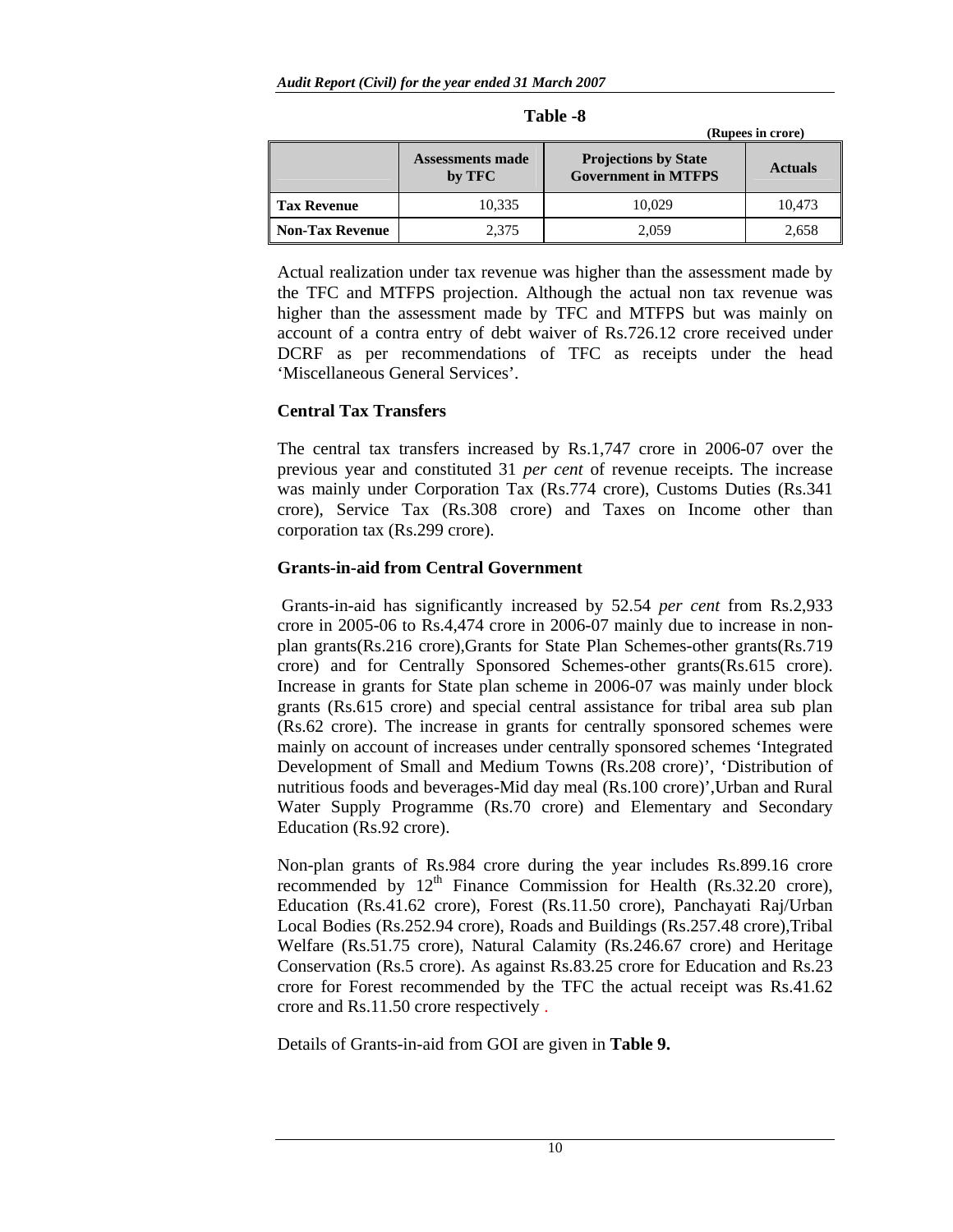**Table -8**

(Rupees in crore)

| | Assessments made by TFC | Projections by State Government in MTFPS | Actuals |
|---|---|---|---|
| **Tax Revenue** | 10,335 | 10,029 | 10,473 |
| **Non-Tax Revenue** | 2,375 | 2,059 | 2,658 |

Actual realization under tax revenue was higher than the assessment made by the TFC and MTFPS projection. Although the actual non tax revenue was higher than the assessment made by TFC and MTFPS but was mainly on account of a contra entry of debt waiver of Rs.726.12 crore received under DCRF as per recommendations of TFC as receipts under the head 'Miscellaneous General Services'.

### Central Tax Transfers

The central tax transfers increased by Rs.1,747 crore in 2006-07 over the previous year and constituted 31 *per cent* of revenue receipts. The increase was mainly under Corporation Tax (Rs.774 crore), Customs Duties (Rs.341 crore), Service Tax (Rs.308 crore) and Taxes on Income other than corporation tax (Rs.299 crore).

### Grants-in-aid from Central Government

Grants-in-aid has significantly increased by 52.54 *per cent* from Rs.2,933 crore in 2005-06 to Rs.4,474 crore in 2006-07 mainly due to increase in non-plan grants(Rs.216 crore),Grants for State Plan Schemes-other grants(Rs.719 crore) and for Centrally Sponsored Schemes-other grants(Rs.615 crore). Increase in grants for State plan scheme in 2006-07 was mainly under block grants (Rs.615 crore) and special central assistance for tribal area sub plan (Rs.62 crore). The increase in grants for centrally sponsored schemes were mainly on account of increases under centrally sponsored schemes 'Integrated Development of Small and Medium Towns (Rs.208 crore)', 'Distribution of nutritious foods and beverages-Mid day meal (Rs.100 crore)',Urban and Rural Water Supply Programme (Rs.70 crore) and Elementary and Secondary Education (Rs.92 crore).

Non-plan grants of Rs.984 crore during the year includes Rs.899.16 crore recommended by 12th Finance Commission for Health (Rs.32.20 crore), Education (Rs.41.62 crore), Forest (Rs.11.50 crore), Panchayati Raj/Urban Local Bodies (Rs.252.94 crore), Roads and Buildings (Rs.257.48 crore),Tribal Welfare (Rs.51.75 crore), Natural Calamity (Rs.246.67 crore) and Heritage Conservation (Rs.5 crore). As against Rs.83.25 crore for Education and Rs.23 crore for Forest recommended by the TFC the actual receipt was Rs.41.62 crore and Rs.11.50 crore respectively .

Details of Grants-in-aid from GOI are given in **Table 9.**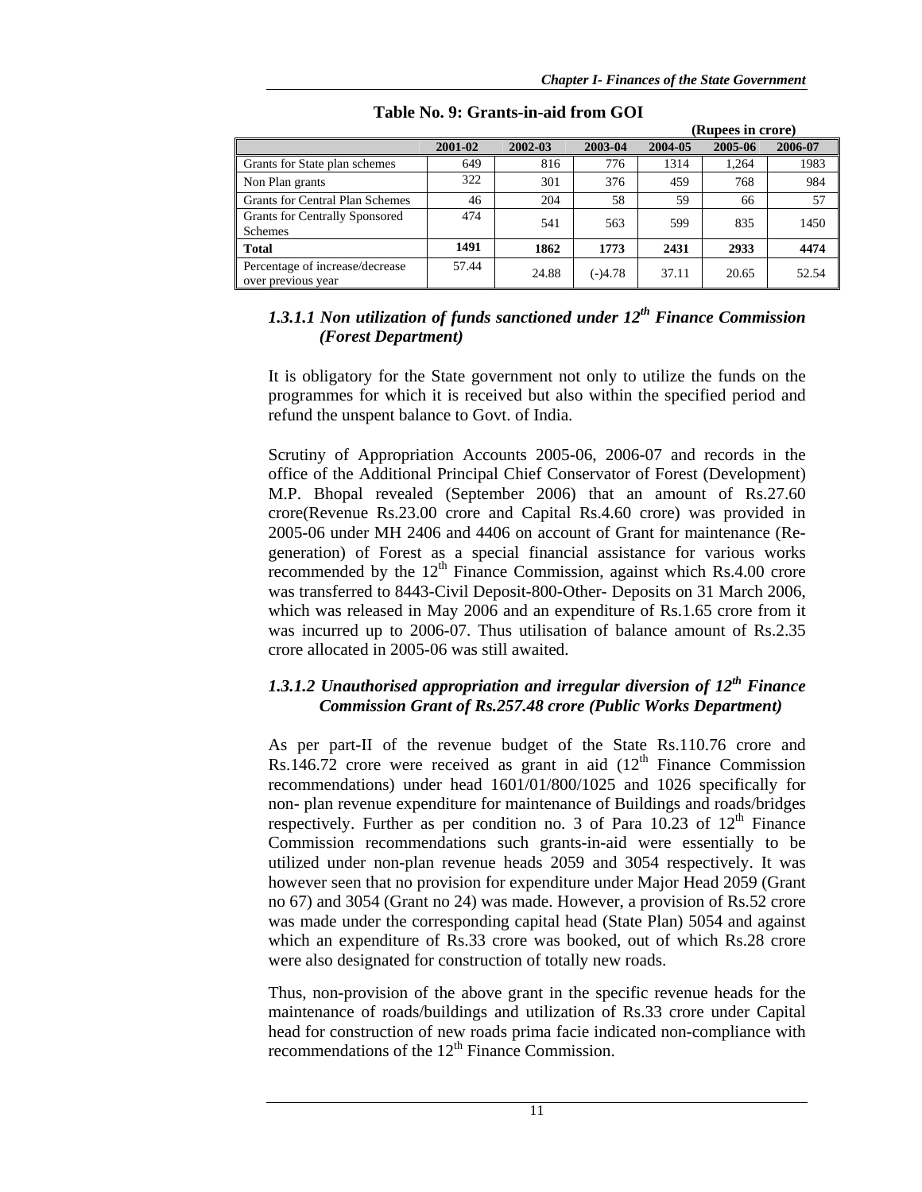**Table No. 9: Grants-in-aid from GOI**

(Rupees in crore)

| | 2001-02 | 2002-03 | 2003-04 | 2004-05 | 2005-06 | 2006-07 |
|---|---|---|---|---|---|---|
| Grants for State plan schemes | 649 | 816 | 776 | 1314 | 1,264 | 1983 |
| Non Plan grants | 322 | 301 | 376 | 459 | 768 | 984 |
| Grants for Central Plan Schemes | 46 | 204 | 58 | 59 | 66 | 57 |
| Grants for Centrally Sponsored Schemes | 474 | 541 | 563 | 599 | 835 | 1450 |
| **Total** | **1491** | **1862** | **1773** | **2431** | **2933** | **4474** |
| Percentage of increase/decrease over previous year | 57.44 | 24.88 | (-)4.78 | 37.11 | 20.65 | 52.54 |

### *1.3.1.1 Non utilization of funds sanctioned under 12th Finance Commission (Forest Department)*

It is obligatory for the State government not only to utilize the funds on the programmes for which it is received but also within the specified period and refund the unspent balance to Govt. of India.

Scrutiny of Appropriation Accounts 2005-06, 2006-07 and records in the office of the Additional Principal Chief Conservator of Forest (Development) M.P. Bhopal revealed (September 2006) that an amount of Rs.27.60 crore(Revenue Rs.23.00 crore and Capital Rs.4.60 crore) was provided in 2005-06 under MH 2406 and 4406 on account of Grant for maintenance (Re-generation) of Forest as a special financial assistance for various works recommended by the 12th Finance Commission, against which Rs.4.00 crore was transferred to 8443-Civil Deposit-800-Other- Deposits on 31 March 2006, which was released in May 2006 and an expenditure of Rs.1.65 crore from it was incurred up to 2006-07. Thus utilisation of balance amount of Rs.2.35 crore allocated in 2005-06 was still awaited.

### *1.3.1.2 Unauthorised appropriation and irregular diversion of 12th Finance Commission Grant of Rs.257.48 crore (Public Works Department)*

As per part-II of the revenue budget of the State Rs.110.76 crore and Rs.146.72 crore were received as grant in aid (12th Finance Commission recommendations) under head 1601/01/800/1025 and 1026 specifically for non- plan revenue expenditure for maintenance of Buildings and roads/bridges respectively. Further as per condition no. 3 of Para 10.23 of 12th Finance Commission recommendations such grants-in-aid were essentially to be utilized under non-plan revenue heads 2059 and 3054 respectively. It was however seen that no provision for expenditure under Major Head 2059 (Grant no 67) and 3054 (Grant no 24) was made. However, a provision of Rs.52 crore was made under the corresponding capital head (State Plan) 5054 and against which an expenditure of Rs.33 crore was booked, out of which Rs.28 crore were also designated for construction of totally new roads.

Thus, non-provision of the above grant in the specific revenue heads for the maintenance of roads/buildings and utilization of Rs.33 crore under Capital head for construction of new roads prima facie indicated non-compliance with recommendations of the 12th Finance Commission.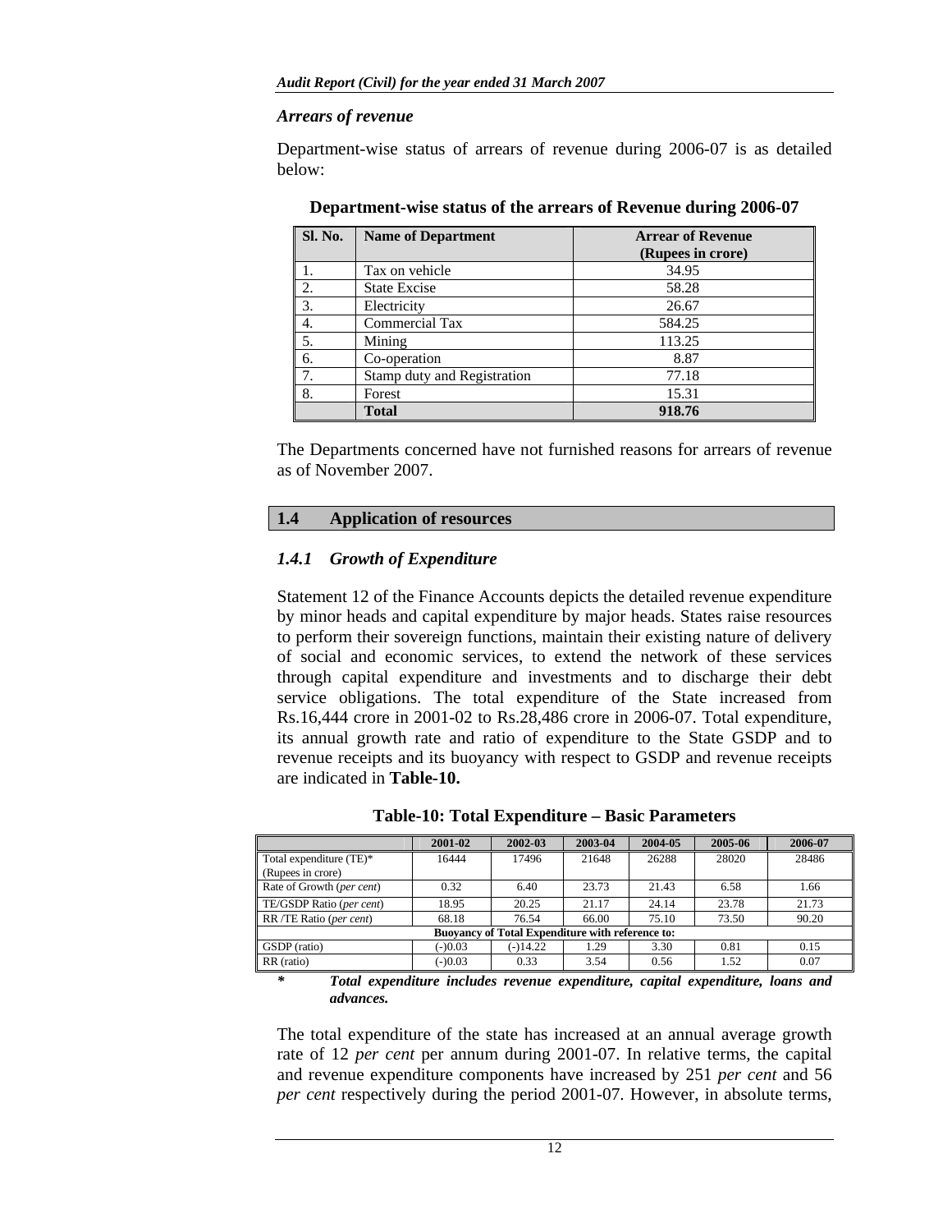### *Arrears of revenue*

Department-wise status of arrears of revenue during 2006-07 is as detailed below:

**Department-wise status of the arrears of Revenue during 2006-07**

| Sl. No. | Name of Department | Arrear of Revenue (Rupees in crore) |
|---|---|---|
| 1. | Tax on vehicle | 34.95 |
| 2. | State Excise | 58.28 |
| 3. | Electricity | 26.67 |
| 4. | Commercial Tax | 584.25 |
| 5. | Mining | 113.25 |
| 6. | Co-operation | 8.87 |
| 7. | Stamp duty and Registration | 77.18 |
| 8. | Forest | 15.31 |
| | **Total** | **918.76** |

The Departments concerned have not furnished reasons for arrears of revenue as of November 2007.

## 1.4 Application of resources

### *1.4.1 Growth of Expenditure*

Statement 12 of the Finance Accounts depicts the detailed revenue expenditure by minor heads and capital expenditure by major heads. States raise resources to perform their sovereign functions, maintain their existing nature of delivery of social and economic services, to extend the network of these services through capital expenditure and investments and to discharge their debt service obligations. The total expenditure of the State increased from Rs.16,444 crore in 2001-02 to Rs.28,486 crore in 2006-07. Total expenditure, its annual growth rate and ratio of expenditure to the State GSDP and to revenue receipts and its buoyancy with respect to GSDP and revenue receipts are indicated in **Table-10.**

**Table-10: Total Expenditure – Basic Parameters**

| | 2001-02 | 2002-03 | 2003-04 | 2004-05 | 2005-06 | 2006-07 |
|---|---|---|---|---|---|---|
| Total expenditure (TE)* (Rupees in crore) | 16444 | 17496 | 21648 | 26288 | 28020 | 28486 |
| Rate of Growth (*per cent*) | 0.32 | 6.40 | 23.73 | 21.43 | 6.58 | 1.66 |
| TE/GSDP Ratio (*per cent*) | 18.95 | 20.25 | 21.17 | 24.14 | 23.78 | 21.73 |
| RR /TE Ratio (*per cent*) | 68.18 | 76.54 | 66.00 | 75.10 | 73.50 | 90.20 |
| **Buoyancy of Total Expenditure with reference to:** | | | | | | |
| GSDP (ratio) | (-)0.03 | (-)14.22 | 1.29 | 3.30 | 0.81 | 0.15 |
| RR (ratio) | (-)0.03 | 0.33 | 3.54 | 0.56 | 1.52 | 0.07 |

***\**** ***Total expenditure includes revenue expenditure, capital expenditure, loans and advances.***

The total expenditure of the state has increased at an annual average growth rate of 12 *per cent* per annum during 2001-07. In relative terms, the capital and revenue expenditure components have increased by 251 *per cent* and 56 *per cent* respectively during the period 2001-07. However, in absolute terms,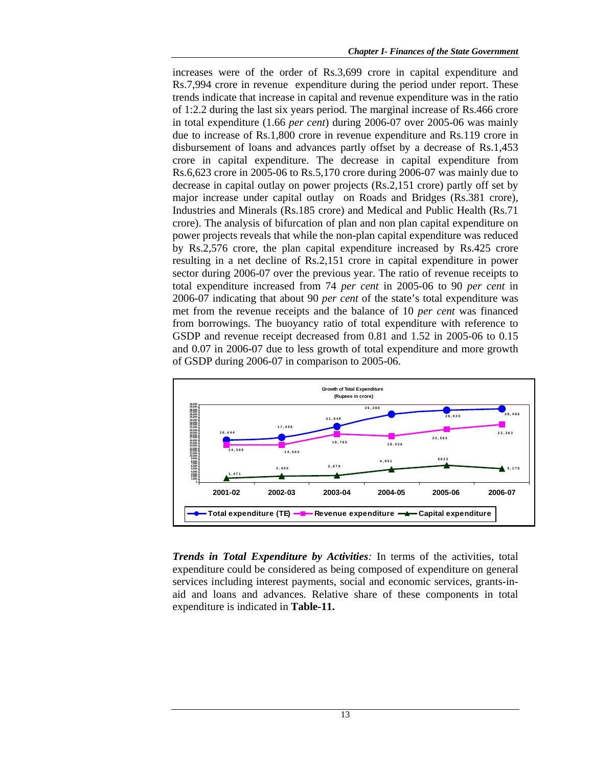increases were of the order of Rs.3,699 crore in capital expenditure and Rs.7,994 crore in revenue expenditure during the period under report. These trends indicate that increase in capital and revenue expenditure was in the ratio of 1:2.2 during the last six years period. The marginal increase of Rs.466 crore in total expenditure (1.66 *per cent*) during 2006-07 over 2005-06 was mainly due to increase of Rs.1,800 crore in revenue expenditure and Rs.119 crore in disbursement of loans and advances partly offset by a decrease of Rs.1,453 crore in capital expenditure. The decrease in capital expenditure from Rs.6,623 crore in 2005-06 to Rs.5,170 crore during 2006-07 was mainly due to decrease in capital outlay on power projects (Rs.2,151 crore) partly off set by major increase under capital outlay on Roads and Bridges (Rs.381 crore), Industries and Minerals (Rs.185 crore) and Medical and Public Health (Rs.71 crore). The analysis of bifurcation of plan and non plan capital expenditure on power projects reveals that while the non-plan capital expenditure was reduced by Rs.2,576 crore, the plan capital expenditure increased by Rs.425 crore resulting in a net decline of Rs.2,151 crore in capital expenditure in power sector during 2006-07 over the previous year. The ratio of revenue receipts to total expenditure increased from 74 *per cent* in 2005-06 to 90 *per cent* in 2006-07 indicating that about 90 *per cent* of the state's total expenditure was met from the revenue receipts and the balance of 10 *per cent* was financed from borrowings. The buoyancy ratio of total expenditure with reference to GSDP and revenue receipt decreased from 0.81 and 1.52 in 2005-06 to 0.15 and 0.07 in 2006-07 due to less growth of total expenditure and more growth of GSDP during 2006-07 in comparison to 2005-06.

Growth of Total Expenditure
(Rupees in crore)

16,444 17,496 21,648 26,288 28,020 28,486
14,369 14,560 18,765 18,026 20,563 22,363
1,471 2,455 2,679 4,951 6623 5,170

2001-02 2002-03 2003-04 2004-05 2005-06 2006-07

Total expenditure (TE) Revenue expenditure Capital expenditure

***Trends in Total Expenditure by Activities****:* In terms of the activities, total expenditure could be considered as being composed of expenditure on general services including interest payments, social and economic services, grants-in-aid and loans and advances. Relative share of these components in total expenditure is indicated in **Table-11.**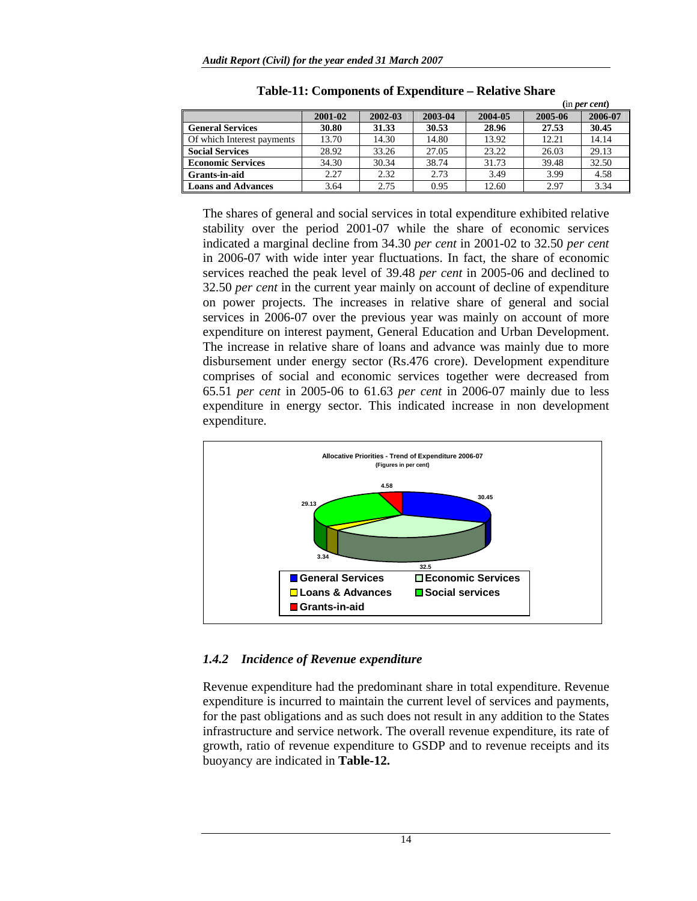**Table-11: Components of Expenditure – Relative Share**

(in *per cent*)

| | 2001-02 | 2002-03 | 2003-04 | 2004-05 | 2005-06 | 2006-07 |
|---|---|---|---|---|---|---|
| **General Services** | **30.80** | **31.33** | **30.53** | **28.96** | **27.53** | **30.45** |
| Of which Interest payments | 13.70 | 14.30 | 14.80 | 13.92 | 12.21 | 14.14 |
| **Social Services** | 28.92 | 33.26 | 27.05 | 23.22 | 26.03 | 29.13 |
| **Economic Services** | 34.30 | 30.34 | 38.74 | 31.73 | 39.48 | 32.50 |
| **Grants-in-aid** | 2.27 | 2.32 | 2.73 | 3.49 | 3.99 | 4.58 |
| **Loans and Advances** | 3.64 | 2.75 | 0.95 | 12.60 | 2.97 | 3.34 |

The shares of general and social services in total expenditure exhibited relative stability over the period 2001-07 while the share of economic services indicated a marginal decline from 34.30 *per cent* in 2001-02 to 32.50 *per cent* in 2006-07 with wide inter year fluctuations. In fact, the share of economic services reached the peak level of 39.48 *per cent* in 2005-06 and declined to 32.50 *per cent* in the current year mainly on account of decline of expenditure on power projects. The increases in relative share of general and social services in 2006-07 over the previous year was mainly on account of more expenditure on interest payment, General Education and Urban Development. The increase in relative share of loans and advance was mainly due to more disbursement under energy sector (Rs.476 crore). Development expenditure comprises of social and economic services together were decreased from 65.51 *per cent* in 2005-06 to 61.63 *per cent* in 2006-07 mainly due to less expenditure in energy sector. This indicated increase in non development expenditure.

Allocative Priorities - Trend of Expenditure 2006-07
(Figures in per cent)

4.58
30.45
29.13
3.34
32.5

General Services
Economic Services
Loans & Advances
Social services
Grants-in-aid

### *1.4.2 Incidence of Revenue expenditure*

Revenue expenditure had the predominant share in total expenditure. Revenue expenditure is incurred to maintain the current level of services and payments, for the past obligations and as such does not result in any addition to the States infrastructure and service network. The overall revenue expenditure, its rate of growth, ratio of revenue expenditure to GSDP and to revenue receipts and its buoyancy are indicated in **Table-12.**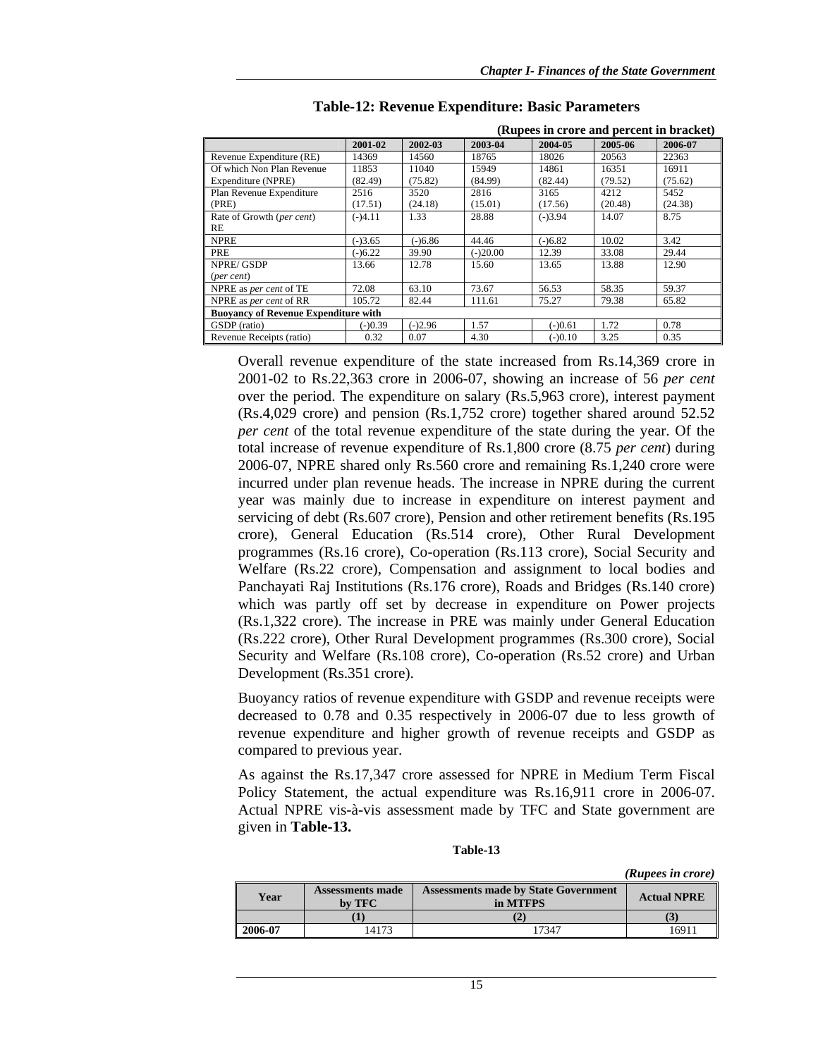**Table-12: Revenue Expenditure: Basic Parameters**

**(Rupees in crore and percent in bracket)**

| | 2001-02 | 2002-03 | 2003-04 | 2004-05 | 2005-06 | 2006-07 |
|---|---|---|---|---|---|---|
| Revenue Expenditure (RE) | 14369 | 14560 | 18765 | 18026 | 20563 | 22363 |
| Of which Non Plan Revenue Expenditure (NPRE) | 11853 (82.49) | 11040 (75.82) | 15949 (84.99) | 14861 (82.44) | 16351 (79.52) | 16911 (75.62) |
| Plan Revenue Expenditure (PRE) | 2516 (17.51) | 3520 (24.18) | 2816 (15.01) | 3165 (17.56) | 4212 (20.48) | 5452 (24.38) |
| Rate of Growth (*per cent*) RE | (-)4.11 | 1.33 | 28.88 | (-)3.94 | 14.07 | 8.75 |
| NPRE | (-)3.65 | (-)6.86 | 44.46 | (-)6.82 | 10.02 | 3.42 |
| PRE | (-)6.22 | 39.90 | (-)20.00 | 12.39 | 33.08 | 29.44 |
| NPRE/ GSDP (*per cent*) | 13.66 | 12.78 | 15.60 | 13.65 | 13.88 | 12.90 |
| NPRE as *per cent* of TE | 72.08 | 63.10 | 73.67 | 56.53 | 58.35 | 59.37 |
| NPRE as *per cent* of RR | 105.72 | 82.44 | 111.61 | 75.27 | 79.38 | 65.82 |
| **Buoyancy of Revenue Expenditure with** | | | | | | |
| GSDP (ratio) | (-)0.39 | (-)2.96 | 1.57 | (-)0.61 | 1.72 | 0.78 |
| Revenue Receipts (ratio) | 0.32 | 0.07 | 4.30 | (-)0.10 | 3.25 | 0.35 |

Overall revenue expenditure of the state increased from Rs.14,369 crore in 2001-02 to Rs.22,363 crore in 2006-07, showing an increase of 56 *per cent* over the period. The expenditure on salary (Rs.5,963 crore), interest payment (Rs.4,029 crore) and pension (Rs.1,752 crore) together shared around 52.52 *per cent* of the total revenue expenditure of the state during the year. Of the total increase of revenue expenditure of Rs.1,800 crore (8.75 *per cent*) during 2006-07, NPRE shared only Rs.560 crore and remaining Rs.1,240 crore were incurred under plan revenue heads. The increase in NPRE during the current year was mainly due to increase in expenditure on interest payment and servicing of debt (Rs.607 crore), Pension and other retirement benefits (Rs.195 crore), General Education (Rs.514 crore), Other Rural Development programmes (Rs.16 crore), Co-operation (Rs.113 crore), Social Security and Welfare (Rs.22 crore), Compensation and assignment to local bodies and Panchayati Raj Institutions (Rs.176 crore), Roads and Bridges (Rs.140 crore) which was partly off set by decrease in expenditure on Power projects (Rs.1,322 crore). The increase in PRE was mainly under General Education (Rs.222 crore), Other Rural Development programmes (Rs.300 crore), Social Security and Welfare (Rs.108 crore), Co-operation (Rs.52 crore) and Urban Development (Rs.351 crore).

Buoyancy ratios of revenue expenditure with GSDP and revenue receipts were decreased to 0.78 and 0.35 respectively in 2006-07 due to less growth of revenue expenditure and higher growth of revenue receipts and GSDP as compared to previous year.

As against the Rs.17,347 crore assessed for NPRE in Medium Term Fiscal Policy Statement, the actual expenditure was Rs.16,911 crore in 2006-07. Actual NPRE vis-à-vis assessment made by TFC and State government are given in **Table-13.**

**Table-13**

*(Rupees in crore)*

| Year | Assessments made by TFC | Assessments made by State Government in MTFPS | Actual NPRE |
|---|---|---|---|
| | (1) | (2) | (3) |
| **2006-07** | 14173 | 17347 | 16911 |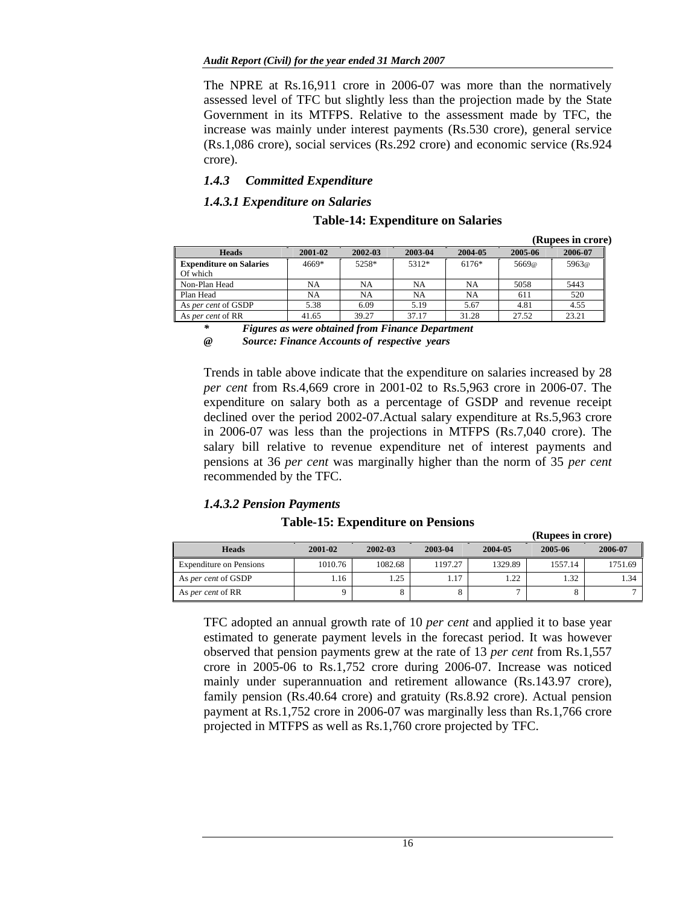The NPRE at Rs.16,911 crore in 2006-07 was more than the normatively assessed level of TFC but slightly less than the projection made by the State Government in its MTFPS. Relative to the assessment made by TFC, the increase was mainly under interest payments (Rs.530 crore), general service (Rs.1,086 crore), social services (Rs.292 crore) and economic service (Rs.924 crore).

### *1.4.3 Committed Expenditure*

#### *1.4.3.1 Expenditure on Salaries*

**Table-14: Expenditure on Salaries**

**(Rupees in crore)**

| Heads | 2001-02 | 2002-03 | 2003-04 | 2004-05 | 2005-06 | 2006-07 |
|---|---|---|---|---|---|---|
| **Expenditure on Salaries** Of which | 4669* | 5258* | 5312* | 6176* | 5669@ | 5963@ |
| Non-Plan Head | NA | NA | NA | NA | 5058 | 5443 |
| Plan Head | NA | NA | NA | NA | 611 | 520 |
| As *per cent* of GSDP | 5.38 | 6.09 | 5.19 | 5.67 | 4.81 | 4.55 |
| As *per cent* of RR | 41.65 | 39.27 | 37.17 | 31.28 | 27.52 | 23.21 |

*\** ***Figures as were obtained from Finance Department***

*@* ***Source: Finance Accounts of respective years***

Trends in table above indicate that the expenditure on salaries increased by 28 *per cent* from Rs.4,669 crore in 2001-02 to Rs.5,963 crore in 2006-07. The expenditure on salary both as a percentage of GSDP and revenue receipt declined over the period 2002-07.Actual salary expenditure at Rs.5,963 crore in 2006-07 was less than the projections in MTFPS (Rs.7,040 crore). The salary bill relative to revenue expenditure net of interest payments and pensions at 36 *per cent* was marginally higher than the norm of 35 *per cent* recommended by the TFC.

#### *1.4.3.2 Pension Payments*

**Table-15: Expenditure on Pensions**

**(Rupees in crore)**

| Heads | 2001-02 | 2002-03 | 2003-04 | 2004-05 | 2005-06 | 2006-07 |
|---|---|---|---|---|---|---|
| Expenditure on Pensions | 1010.76 | 1082.68 | 1197.27 | 1329.89 | 1557.14 | 1751.69 |
| As *per cent* of GSDP | 1.16 | 1.25 | 1.17 | 1.22 | 1.32 | 1.34 |
| As *per cent* of RR | 9 | 8 | 8 | 7 | 8 | 7 |

TFC adopted an annual growth rate of 10 *per cent* and applied it to base year estimated to generate payment levels in the forecast period. It was however observed that pension payments grew at the rate of 13 *per cent* from Rs.1,557 crore in 2005-06 to Rs.1,752 crore during 2006-07. Increase was noticed mainly under superannuation and retirement allowance (Rs.143.97 crore), family pension (Rs.40.64 crore) and gratuity (Rs.8.92 crore). Actual pension payment at Rs.1,752 crore in 2006-07 was marginally less than Rs.1,766 crore projected in MTFPS as well as Rs.1,760 crore projected by TFC.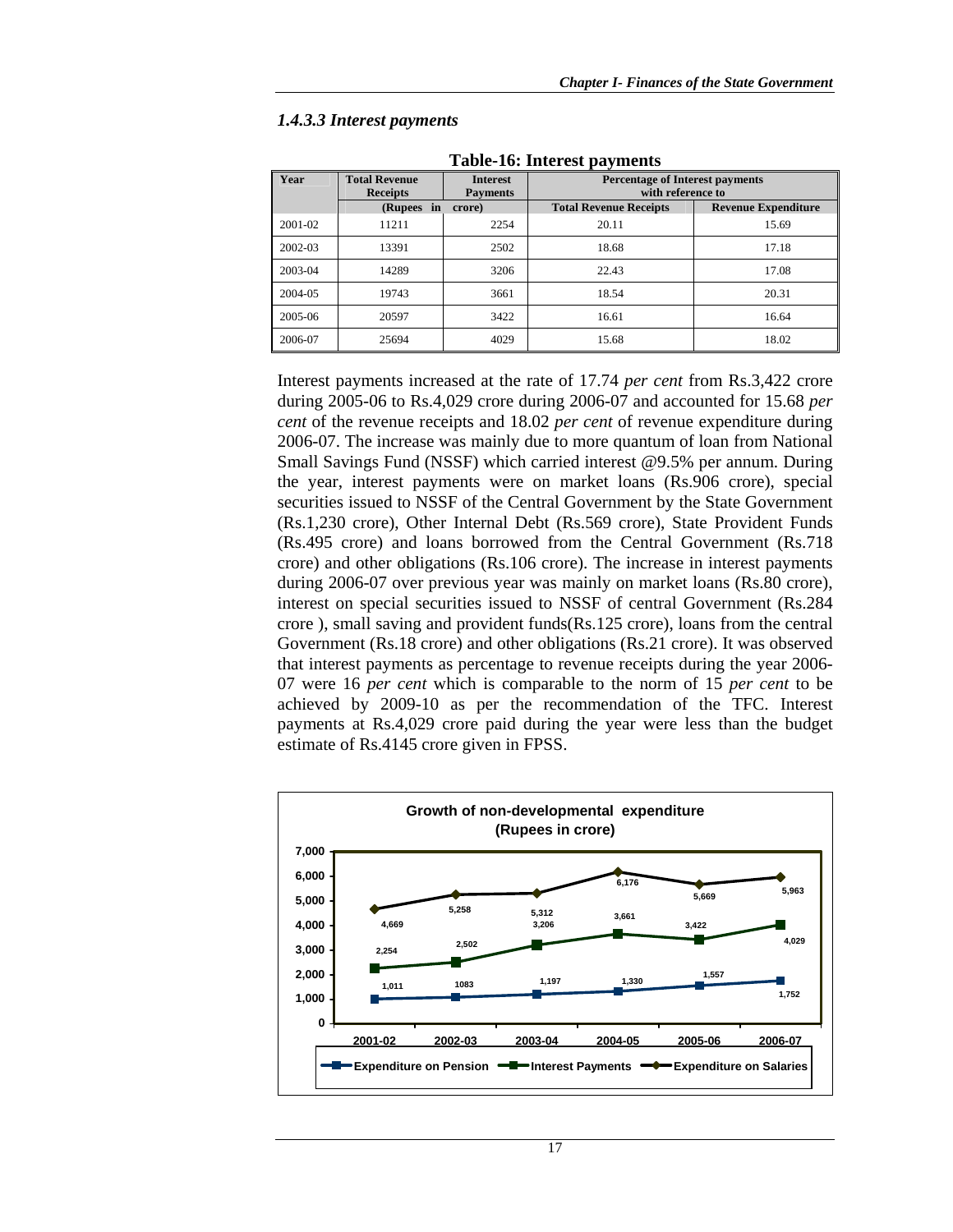### *1.4.3.3 Interest payments*

**Table-16: Interest payments**

| Year | Total Revenue Receipts | Interest Payments | Percentage of Interest payments with reference to | |
|---|---|---|---|---|
| | (Rupees in | crore) | Total Revenue Receipts | Revenue Expenditure |
| 2001-02 | 11211 | 2254 | 20.11 | 15.69 |
| 2002-03 | 13391 | 2502 | 18.68 | 17.18 |
| 2003-04 | 14289 | 3206 | 22.43 | 17.08 |
| 2004-05 | 19743 | 3661 | 18.54 | 20.31 |
| 2005-06 | 20597 | 3422 | 16.61 | 16.64 |
| 2006-07 | 25694 | 4029 | 15.68 | 18.02 |

Interest payments increased at the rate of 17.74 *per cent* from Rs.3,422 crore during 2005-06 to Rs.4,029 crore during 2006-07 and accounted for 15.68 *per cent* of the revenue receipts and 18.02 *per cent* of revenue expenditure during 2006-07. The increase was mainly due to more quantum of loan from National Small Savings Fund (NSSF) which carried interest @9.5% per annum. During the year, interest payments were on market loans (Rs.906 crore), special securities issued to NSSF of the Central Government by the State Government (Rs.1,230 crore), Other Internal Debt (Rs.569 crore), State Provident Funds (Rs.495 crore) and loans borrowed from the Central Government (Rs.718 crore) and other obligations (Rs.106 crore). The increase in interest payments during 2006-07 over previous year was mainly on market loans (Rs.80 crore), interest on special securities issued to NSSF of central Government (Rs.284 crore ), small saving and provident funds(Rs.125 crore), loans from the central Government (Rs.18 crore) and other obligations (Rs.21 crore). It was observed that interest payments as percentage to revenue receipts during the year 2006-07 were 16 *per cent* which is comparable to the norm of 15 *per cent* to be achieved by 2009-10 as per the recommendation of the TFC. Interest payments at Rs.4,029 crore paid during the year were less than the budget estimate of Rs.4145 crore given in FPSS.

**Growth of non-developmental expenditure**
**(Rupees in crore)**

7,000
6,000
5,000
4,000
3,000
2,000
1,000
0

4,669
5,258
5,312
6,176
5,669
5,963

2,254
2,502
3,206
3,661
3,422
4,029

1,011
1083
1,197
1,330
1,557
1,752

2001-02
2002-03
2003-04
2004-05
2005-06
2006-07

Expenditure on Pension
Interest Payments
Expenditure on Salaries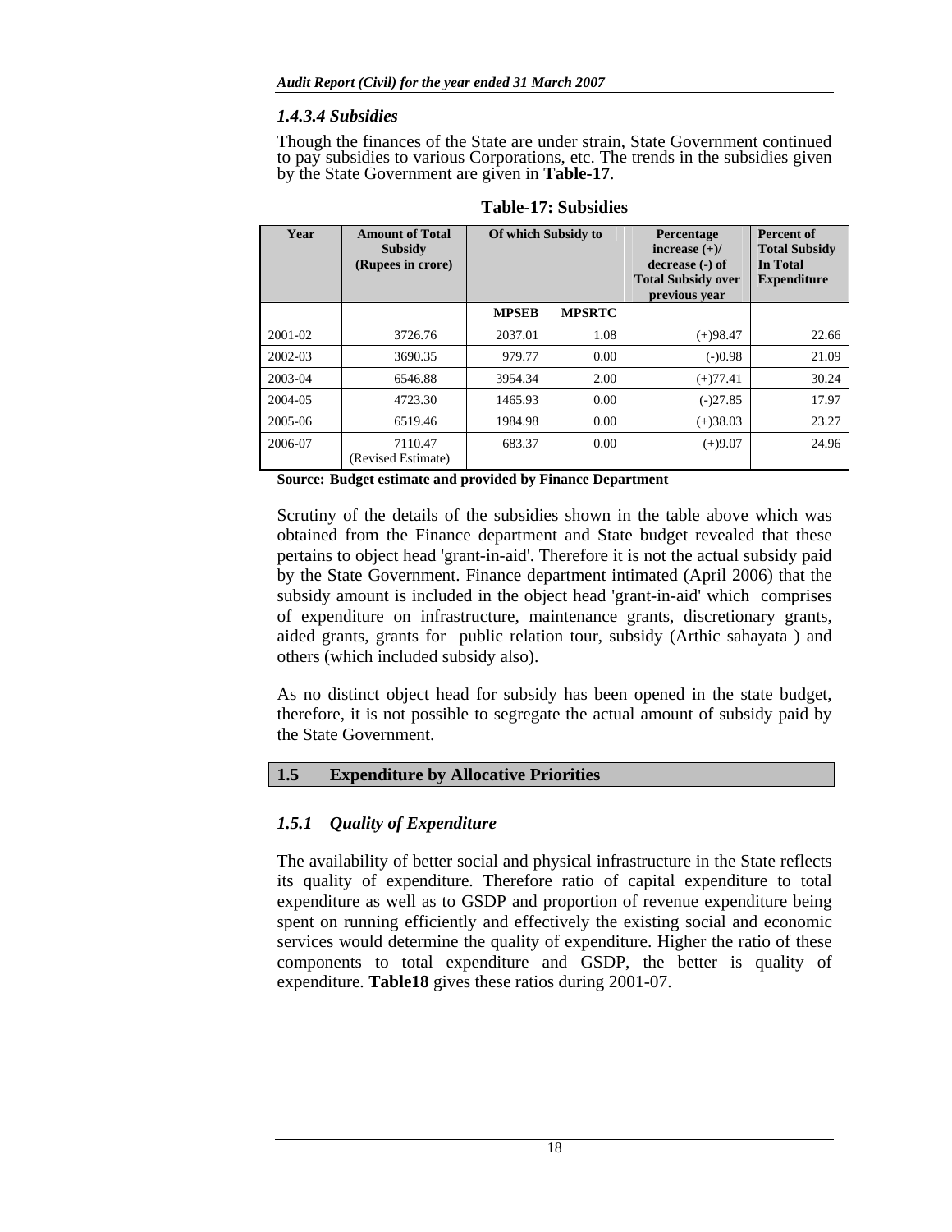### *1.4.3.4 Subsidies*

Though the finances of the State are under strain, State Government continued to pay subsidies to various Corporations, etc. The trends in the subsidies given by the State Government are given in **Table-17**.

**Table-17: Subsidies**

| Year | Amount of Total Subsidy (Rupees in crore) | Of which Subsidy to | | Percentage increase (+)/ decrease (-) of Total Subsidy over previous year | Percent of Total Subsidy In Total Expenditure |
|---|---|---|---|---|---|
| | | MPSEB | MPSRTC | | |
| 2001-02 | 3726.76 | 2037.01 | 1.08 | (+)98.47 | 22.66 |
| 2002-03 | 3690.35 | 979.77 | 0.00 | (-)0.98 | 21.09 |
| 2003-04 | 6546.88 | 3954.34 | 2.00 | (+)77.41 | 30.24 |
| 2004-05 | 4723.30 | 1465.93 | 0.00 | (-)27.85 | 17.97 |
| 2005-06 | 6519.46 | 1984.98 | 0.00 | (+)38.03 | 23.27 |
| 2006-07 | 7110.47 (Revised Estimate) | 683.37 | 0.00 | (+)9.07 | 24.96 |

**Source: Budget estimate and provided by Finance Department**

Scrutiny of the details of the subsidies shown in the table above which was obtained from the Finance department and State budget revealed that these pertains to object head 'grant-in-aid'. Therefore it is not the actual subsidy paid by the State Government. Finance department intimated (April 2006) that the subsidy amount is included in the object head 'grant-in-aid' which comprises of expenditure on infrastructure, maintenance grants, discretionary grants, aided grants, grants for public relation tour, subsidy (Arthic sahayata ) and others (which included subsidy also).

As no distinct object head for subsidy has been opened in the state budget, therefore, it is not possible to segregate the actual amount of subsidy paid by the State Government.

## 1.5 Expenditure by Allocative Priorities

### *1.5.1 Quality of Expenditure*

The availability of better social and physical infrastructure in the State reflects its quality of expenditure. Therefore ratio of capital expenditure to total expenditure as well as to GSDP and proportion of revenue expenditure being spent on running efficiently and effectively the existing social and economic services would determine the quality of expenditure. Higher the ratio of these components to total expenditure and GSDP, the better is quality of expenditure. **Table18** gives these ratios during 2001-07.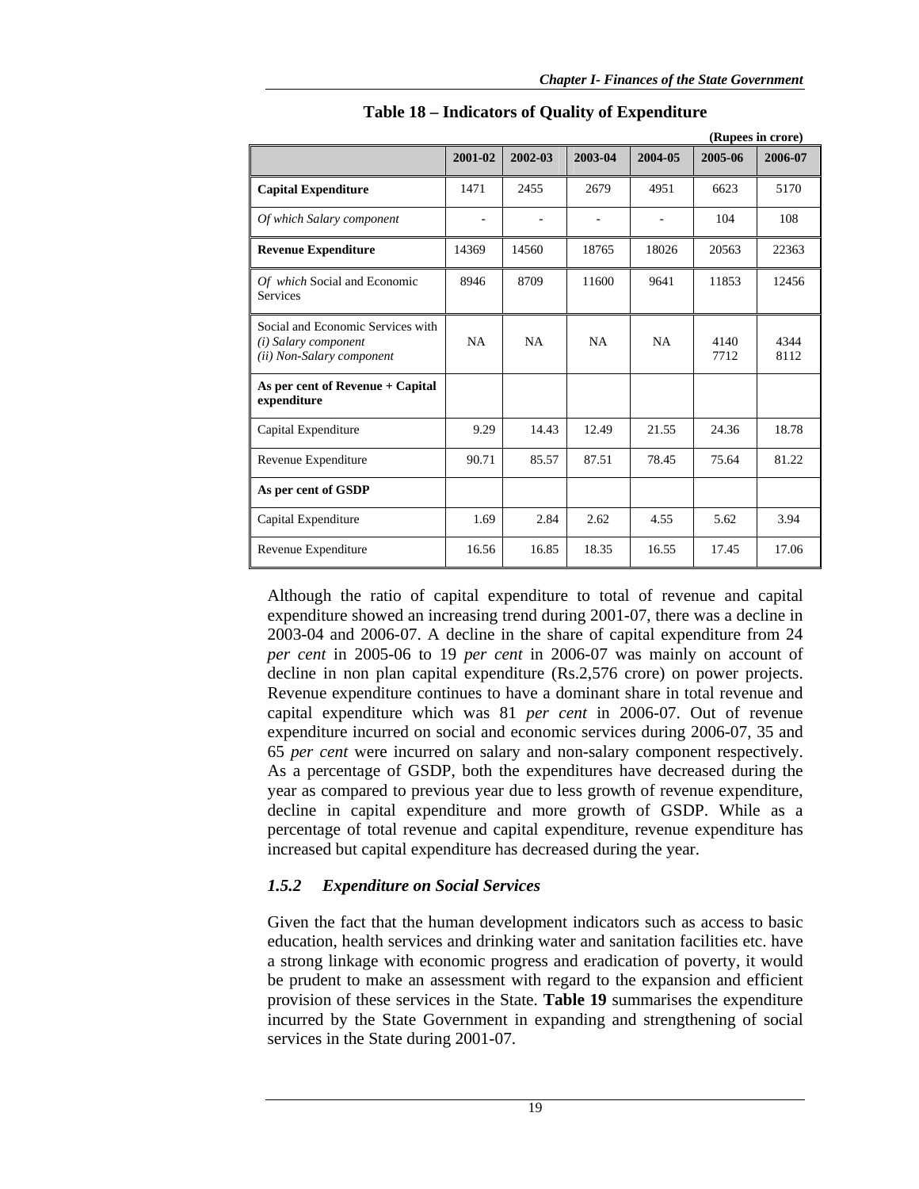**Table 18 – Indicators of Quality of Expenditure**

(Rupees in crore)

| | 2001-02 | 2002-03 | 2003-04 | 2004-05 | 2005-06 | 2006-07 |
|---|---|---|---|---|---|---|
| **Capital Expenditure** | 1471 | 2455 | 2679 | 4951 | 6623 | 5170 |
| *Of which Salary component* | - | - | - | - | 104 | 108 |
| **Revenue Expenditure** | 14369 | 14560 | 18765 | 18026 | 20563 | 22363 |
| *Of which* Social and Economic Services | 8946 | 8709 | 11600 | 9641 | 11853 | 12456 |
| Social and Economic Services with *(i) Salary component* *(ii) Non-Salary component* | NA | NA | NA | NA | 4140 7712 | 4344 8112 |
| **As per cent of Revenue + Capital expenditure** | | | | | | |
| Capital Expenditure | 9.29 | 14.43 | 12.49 | 21.55 | 24.36 | 18.78 |
| Revenue Expenditure | 90.71 | 85.57 | 87.51 | 78.45 | 75.64 | 81.22 |
| **As per cent of GSDP** | | | | | | |
| Capital Expenditure | 1.69 | 2.84 | 2.62 | 4.55 | 5.62 | 3.94 |
| Revenue Expenditure | 16.56 | 16.85 | 18.35 | 16.55 | 17.45 | 17.06 |

Although the ratio of capital expenditure to total of revenue and capital expenditure showed an increasing trend during 2001-07, there was a decline in 2003-04 and 2006-07. A decline in the share of capital expenditure from 24 *per cent* in 2005-06 to 19 *per cent* in 2006-07 was mainly on account of decline in non plan capital expenditure (Rs.2,576 crore) on power projects. Revenue expenditure continues to have a dominant share in total revenue and capital expenditure which was 81 *per cent* in 2006-07. Out of revenue expenditure incurred on social and economic services during 2006-07, 35 and 65 *per cent* were incurred on salary and non-salary component respectively. As a percentage of GSDP, both the expenditures have decreased during the year as compared to previous year due to less growth of revenue expenditure, decline in capital expenditure and more growth of GSDP. While as a percentage of total revenue and capital expenditure, revenue expenditure has increased but capital expenditure has decreased during the year.

### *1.5.2 Expenditure on Social Services*

Given the fact that the human development indicators such as access to basic education, health services and drinking water and sanitation facilities etc. have a strong linkage with economic progress and eradication of poverty, it would be prudent to make an assessment with regard to the expansion and efficient provision of these services in the State. **Table 19** summarises the expenditure incurred by the State Government in expanding and strengthening of social services in the State during 2001-07.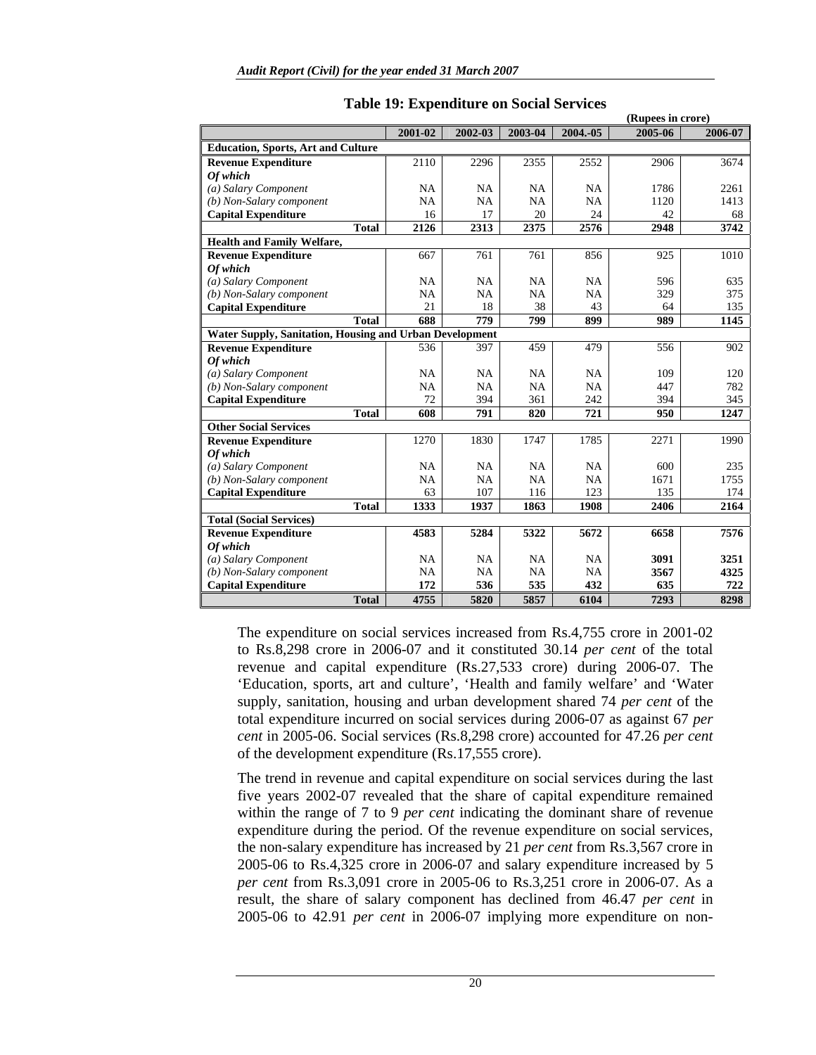**Table 19: Expenditure on Social Services**

(Rupees in crore)

| | 2001-02 | 2002-03 | 2003-04 | 2004.-05 | 2005-06 | 2006-07 |
|---|---|---|---|---|---|---|
| **Education, Sports, Art and Culture** | | | | | | |
| **Revenue Expenditure** | 2110 | 2296 | 2355 | 2552 | 2906 | 3674 |
| ***Of which*** | | | | | | |
| *(a) Salary Component* | NA | NA | NA | NA | 1786 | 2261 |
| *(b) Non-Salary component* | NA | NA | NA | NA | 1120 | 1413 |
| **Capital Expenditure** | 16 | 17 | 20 | 24 | 42 | 68 |
| **Total** | **2126** | **2313** | **2375** | **2576** | **2948** | **3742** |
| **Health and Family Welfare,** | | | | | | |
| **Revenue Expenditure** | 667 | 761 | 761 | 856 | 925 | 1010 |
| ***Of which*** | | | | | | |
| *(a) Salary Component* | NA | NA | NA | NA | 596 | 635 |
| *(b) Non-Salary component* | NA | NA | NA | NA | 329 | 375 |
| **Capital Expenditure** | 21 | 18 | 38 | 43 | 64 | 135 |
| **Total** | **688** | **779** | **799** | **899** | **989** | **1145** |
| **Water Supply, Sanitation, Housing and Urban Development** | | | | | | |
| **Revenue Expenditure** | 536 | 397 | 459 | 479 | 556 | 902 |
| ***Of which*** | | | | | | |
| *(a) Salary Component* | NA | NA | NA | NA | 109 | 120 |
| *(b) Non-Salary component* | NA | NA | NA | NA | 447 | 782 |
| **Capital Expenditure** | 72 | 394 | 361 | 242 | 394 | 345 |
| **Total** | **608** | **791** | **820** | **721** | **950** | **1247** |
| **Other Social Services** | | | | | | |
| **Revenue Expenditure** | 1270 | 1830 | 1747 | 1785 | 2271 | 1990 |
| ***Of which*** | | | | | | |
| *(a) Salary Component* | NA | NA | NA | NA | 600 | 235 |
| *(b) Non-Salary component* | NA | NA | NA | NA | 1671 | 1755 |
| **Capital Expenditure** | 63 | 107 | 116 | 123 | 135 | 174 |
| **Total** | **1333** | **1937** | **1863** | **1908** | **2406** | **2164** |
| **Total (Social Services)** | | | | | | |
| **Revenue Expenditure** | **4583** | **5284** | **5322** | **5672** | **6658** | **7576** |
| ***Of which*** | | | | | | |
| *(a) Salary Component* | NA | NA | NA | NA | **3091** | **3251** |
| *(b) Non-Salary component* | NA | NA | NA | NA | **3567** | **4325** |
| **Capital Expenditure** | **172** | **536** | **535** | **432** | **635** | **722** |
| **Total** | **4755** | **5820** | **5857** | **6104** | **7293** | **8298** |

The expenditure on social services increased from Rs.4,755 crore in 2001-02 to Rs.8,298 crore in 2006-07 and it constituted 30.14 *per cent* of the total revenue and capital expenditure (Rs.27,533 crore) during 2006-07. The 'Education, sports, art and culture', 'Health and family welfare' and 'Water supply, sanitation, housing and urban development' shared 74 *per cent* of the total expenditure incurred on social services during 2006-07 as against 67 *per cent* in 2005-06. Social services (Rs.8,298 crore) accounted for 47.26 *per cent* of the development expenditure (Rs.17,555 crore).

The trend in revenue and capital expenditure on social services during the last five years 2002-07 revealed that the share of capital expenditure remained within the range of 7 to 9 *per cent* indicating the dominant share of revenue expenditure during the period. Of the revenue expenditure on social services, the non-salary expenditure has increased by 21 *per cent* from Rs.3,567 crore in 2005-06 to Rs.4,325 crore in 2006-07 and salary expenditure increased by 5 *per cent* from Rs.3,091 crore in 2005-06 to Rs.3,251 crore in 2006-07. As a result, the share of salary component has declined from 46.47 *per cent* in 2005-06 to 42.91 *per cent* in 2006-07 implying more expenditure on non-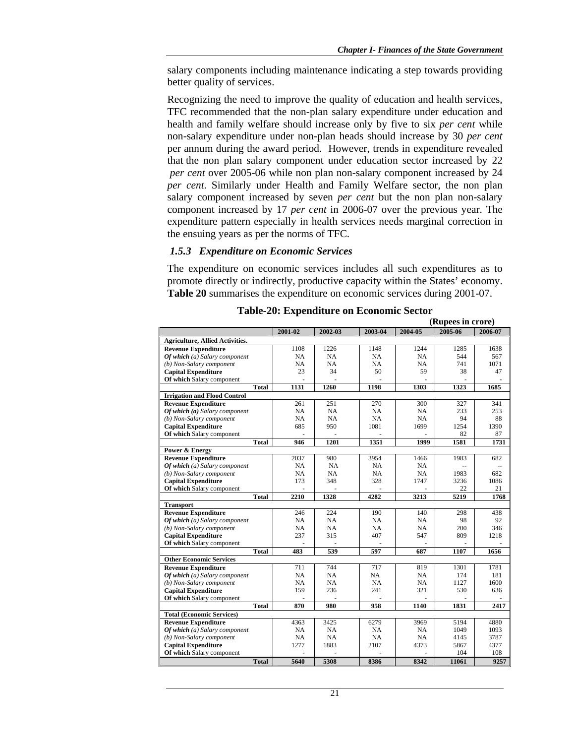salary components including maintenance indicating a step towards providing better quality of services.

Recognizing the need to improve the quality of education and health services, TFC recommended that the non-plan salary expenditure under education and health and family welfare should increase only by five to six *per cent* while non-salary expenditure under non-plan heads should increase by 30 *per cent* per annum during the award period. However, trends in expenditure revealed that the non plan salary component under education sector increased by 22 *per cent* over 2005-06 while non plan non-salary component increased by 24 *per cent*. Similarly under Health and Family Welfare sector, the non plan salary component increased by seven *per cent* but the non plan non-salary component increased by 17 *per cent* in 2006-07 over the previous year. The expenditure pattern especially in health services needs marginal correction in the ensuing years as per the norms of TFC.

### *1.5.3 Expenditure on Economic Services*

The expenditure on economic services includes all such expenditures as to promote directly or indirectly, productive capacity within the States' economy. **Table 20** summarises the expenditure on economic services during 2001-07.

**Table-20: Expenditure on Economic Sector**

**(Rupees in crore)**

| | 2001-02 | 2002-03 | 2003-04 | 2004-05 | 2005-06 | 2006-07 |
|---|---|---|---|---|---|---|
| **Agriculture, Allied Activities.** | | | | | | |
| **Revenue Expenditure** | 1108 | 1226 | 1148 | 1244 | 1285 | 1638 |
| ***Of which*** *(a) Salary component* | NA | NA | NA | NA | 544 | 567 |
| *(b) Non-Salary component* | NA | NA | NA | NA | 741 | 1071 |
| **Capital Expenditure** | 23 | 34 | 50 | 59 | 38 | 47 |
| **Of which** Salary component | - | - | - | - | - | - |
| **Total** | **1131** | **1260** | **1198** | **1303** | **1323** | **1685** |
| **Irrigation and Flood Control** | | | | | | |
| **Revenue Expenditure** | 261 | 251 | 270 | 300 | 327 | 341 |
| ***Of which (a)*** *Salary component* | NA | NA | NA | NA | 233 | 253 |
| *(b) Non-Salary component* | NA | NA | NA | NA | 94 | 88 |
| **Capital Expenditure** | 685 | 950 | 1081 | 1699 | 1254 | 1390 |
| **Of which** Salary component | - | - | - | - | 82 | 87 |
| **Total** | **946** | **1201** | **1351** | **1999** | **1581** | **1731** |
| **Power & Energy** | | | | | | |
| **Revenue Expenditure** | 2037 | 980 | 3954 | 1466 | 1983 | 682 |
| ***Of which*** *(a) Salary component* | NA | NA | NA | NA | -- | -- |
| *(b) Non-Salary component* | NA | NA | NA | NA | 1983 | 682 |
| **Capital Expenditure** | 173 | 348 | 328 | 1747 | 3236 | 1086 |
| **Of which** Salary component | - | - | - | - | 22 | 21 |
| **Total** | **2210** | **1328** | **4282** | **3213** | **5219** | **1768** |
| **Transport** | | | | | | |
| **Revenue Expenditure** | 246 | 224 | 190 | 140 | 298 | 438 |
| ***Of which*** *(a) Salary component* | NA | NA | NA | NA | 98 | 92 |
| *(b) Non-Salary component* | NA | NA | NA | NA | 200 | 346 |
| **Capital Expenditure** | 237 | 315 | 407 | 547 | 809 | 1218 |
| **Of which** Salary component | - | - | - | - | - | - |
| **Total** | **483** | **539** | **597** | **687** | **1107** | **1656** |
| **Other Economic Services** | | | | | | |
| **Revenue Expenditure** | 711 | 744 | 717 | 819 | 1301 | 1781 |
| ***Of which*** *(a) Salary component* | NA | NA | NA | NA | 174 | 181 |
| *(b) Non-Salary component* | NA | NA | NA | NA | 1127 | 1600 |
| **Capital Expenditure** | 159 | 236 | 241 | 321 | 530 | 636 |
| **Of which** Salary component | - | - | - | - | - | - |
| **Total** | **870** | **980** | **958** | **1140** | **1831** | **2417** |
| **Total (Economic Services)** | | | | | | |
| **Revenue Expenditure** | 4363 | 3425 | 6279 | 3969 | 5194 | 4880 |
| ***Of which*** *(a) Salary component* | NA | NA | NA | NA | 1049 | 1093 |
| *(b) Non-Salary component* | NA | NA | NA | NA | 4145 | 3787 |
| **Capital Expenditure** | 1277 | 1883 | 2107 | 4373 | 5867 | 4377 |
| **Of which** Salary component | - | - | - | - | 104 | 108 |
| **Total** | **5640** | **5308** | **8386** | **8342** | **11061** | **9257** |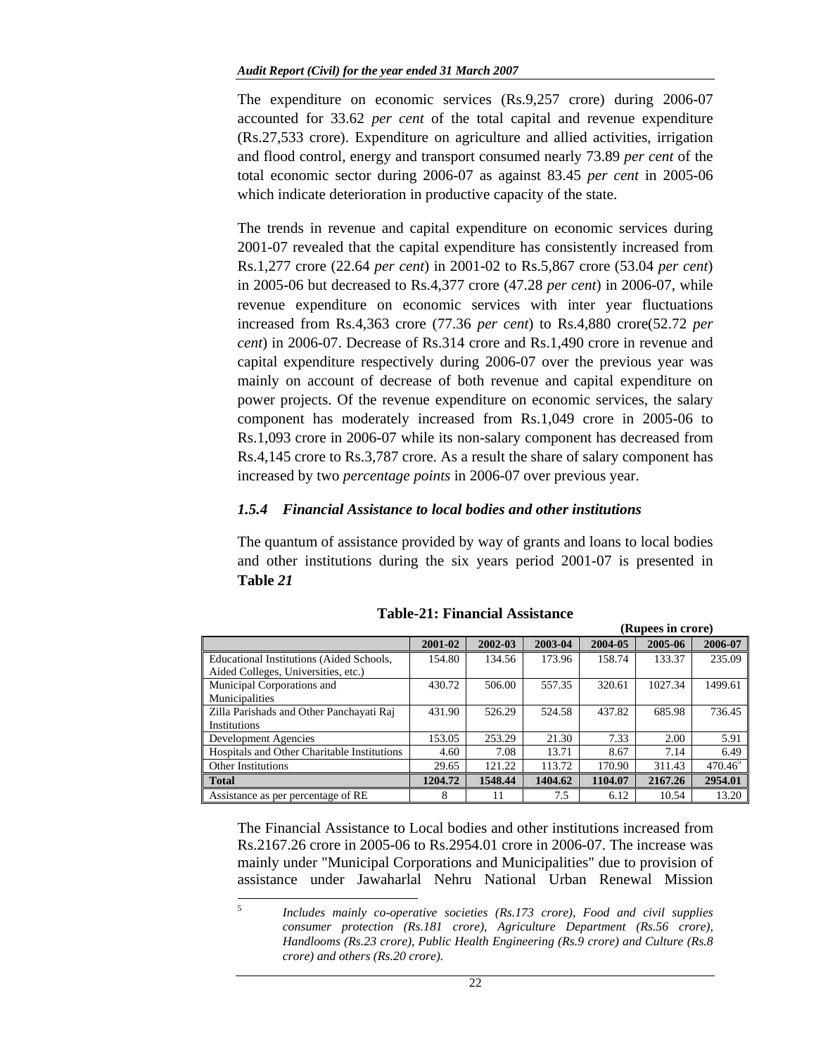The expenditure on economic services (Rs.9,257 crore) during 2006-07 accounted for 33.62 *per cent* of the total capital and revenue expenditure (Rs.27,533 crore). Expenditure on agriculture and allied activities, irrigation and flood control, energy and transport consumed nearly 73.89 *per cent* of the total economic sector during 2006-07 as against 83.45 *per cent* in 2005-06 which indicate deterioration in productive capacity of the state.

The trends in revenue and capital expenditure on economic services during 2001-07 revealed that the capital expenditure has consistently increased from Rs.1,277 crore (22.64 *per cent*) in 2001-02 to Rs.5,867 crore (53.04 *per cent*) in 2005-06 but decreased to Rs.4,377 crore (47.28 *per cent*) in 2006-07, while revenue expenditure on economic services with inter year fluctuations increased from Rs.4,363 crore (77.36 *per cent*) to Rs.4,880 crore(52.72 *per cent*) in 2006-07. Decrease of Rs.314 crore and Rs.1,490 crore in revenue and capital expenditure respectively during 2006-07 over the previous year was mainly on account of decrease of both revenue and capital expenditure on power projects. Of the revenue expenditure on economic services, the salary component has moderately increased from Rs.1,049 crore in 2005-06 to Rs.1,093 crore in 2006-07 while its non-salary component has decreased from Rs.4,145 crore to Rs.3,787 crore. As a result the share of salary component has increased by two *percentage points* in 2006-07 over previous year.

### *1.5.4 Financial Assistance to local bodies and other institutions*

The quantum of assistance provided by way of grants and loans to local bodies and other institutions during the six years period 2001-07 is presented in **Table *21***

**Table-21: Financial Assistance**

**(Rupees in crore)**

| | 2001-02 | 2002-03 | 2003-04 | 2004-05 | 2005-06 | 2006-07 |
|---|---|---|---|---|---|---|
| Educational Institutions (Aided Schools, Aided Colleges, Universities, etc.) | 154.80 | 134.56 | 173.96 | 158.74 | 133.37 | 235.09 |
| Municipal Corporations and Municipalities | 430.72 | 506.00 | 557.35 | 320.61 | 1027.34 | 1499.61 |
| Zilla Parishads and Other Panchayati Raj Institutions | 431.90 | 526.29 | 524.58 | 437.82 | 685.98 | 736.45 |
| Development Agencies | 153.05 | 253.29 | 21.30 | 7.33 | 2.00 | 5.91 |
| Hospitals and Other Charitable Institutions | 4.60 | 7.08 | 13.71 | 8.67 | 7.14 | 6.49 |
| Other Institutions | 29.65 | 121.22 | 113.72 | 170.90 | 311.43 | 470.46[5] |
| **Total** | **1204.72** | **1548.44** | **1404.62** | **1104.07** | **2167.26** | **2954.01** |
| Assistance as per percentage of RE | 8 | 11 | 7.5 | 6.12 | 10.54 | 13.20 |

The Financial Assistance to Local bodies and other institutions increased from Rs.2167.26 crore in 2005-06 to Rs.2954.01 crore in 2006-07. The increase was mainly under "Municipal Corporations and Municipalities" due to provision of assistance under Jawaharlal Nehru National Urban Renewal Mission

[5] *Includes mainly co-operative societies (Rs.173 crore), Food and civil supplies consumer protection (Rs.181 crore), Agriculture Department (Rs.56 crore), Handlooms (Rs.23 crore), Public Health Engineering (Rs.9 crore) and Culture (Rs.8 crore) and others (Rs.20 crore).*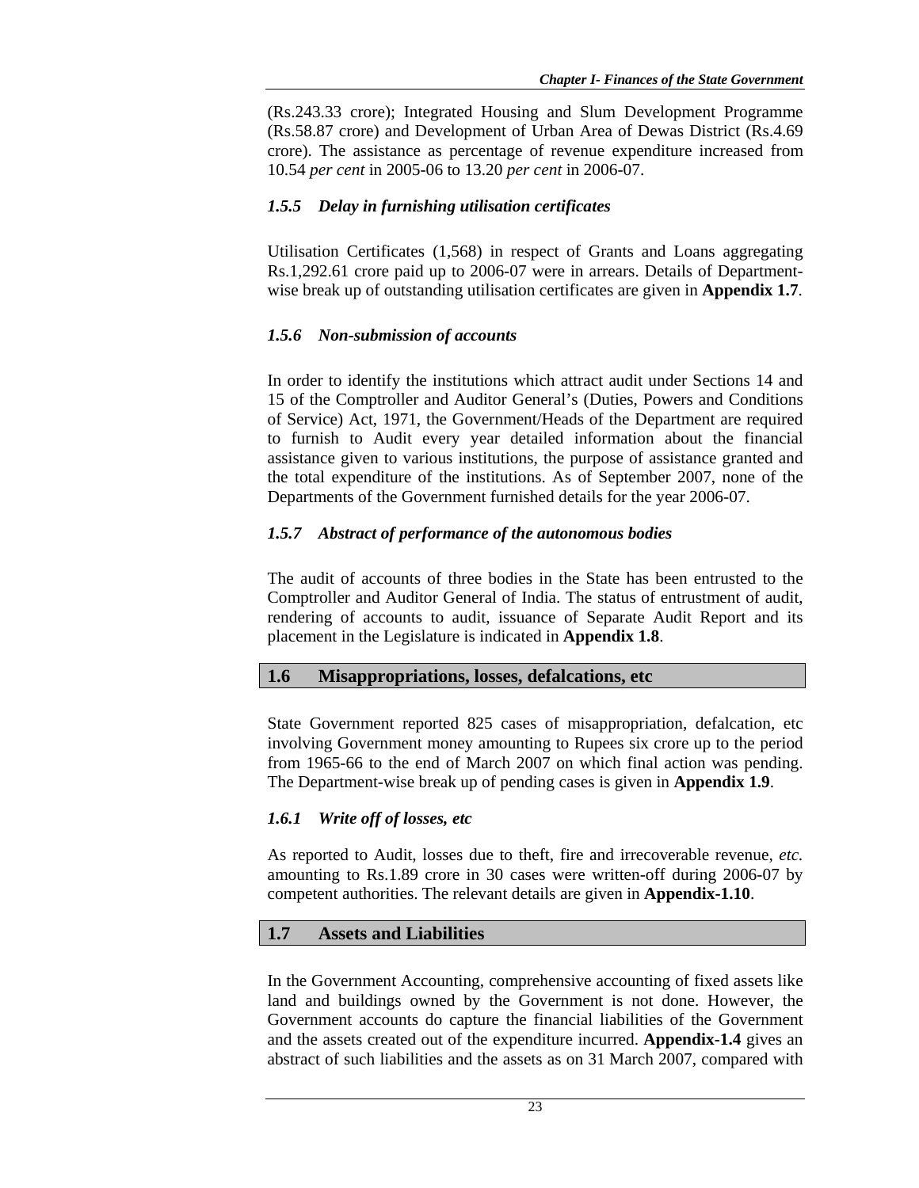(Rs.243.33 crore); Integrated Housing and Slum Development Programme (Rs.58.87 crore) and Development of Urban Area of Dewas District (Rs.4.69 crore). The assistance as percentage of revenue expenditure increased from 10.54 *per cent* in 2005-06 to 13.20 *per cent* in 2006-07.

### *1.5.5 Delay in furnishing utilisation certificates*

Utilisation Certificates (1,568) in respect of Grants and Loans aggregating Rs.1,292.61 crore paid up to 2006-07 were in arrears. Details of Department-wise break up of outstanding utilisation certificates are given in **Appendix 1.7**.

### *1.5.6 Non-submission of accounts*

In order to identify the institutions which attract audit under Sections 14 and 15 of the Comptroller and Auditor General's (Duties, Powers and Conditions of Service) Act, 1971, the Government/Heads of the Department are required to furnish to Audit every year detailed information about the financial assistance given to various institutions, the purpose of assistance granted and the total expenditure of the institutions. As of September 2007, none of the Departments of the Government furnished details for the year 2006-07.

### *1.5.7 Abstract of performance of the autonomous bodies*

The audit of accounts of three bodies in the State has been entrusted to the Comptroller and Auditor General of India. The status of entrustment of audit, rendering of accounts to audit, issuance of Separate Audit Report and its placement in the Legislature is indicated in **Appendix 1.8**.

## 1.6 Misappropriations, losses, defalcations, etc

State Government reported 825 cases of misappropriation, defalcation, etc involving Government money amounting to Rupees six crore up to the period from 1965-66 to the end of March 2007 on which final action was pending. The Department-wise break up of pending cases is given in **Appendix 1.9**.

### *1.6.1 Write off of losses, etc*

As reported to Audit, losses due to theft, fire and irrecoverable revenue, *etc.* amounting to Rs.1.89 crore in 30 cases were written-off during 2006-07 by competent authorities. The relevant details are given in **Appendix-1.10**.

## 1.7 Assets and Liabilities

In the Government Accounting, comprehensive accounting of fixed assets like land and buildings owned by the Government is not done. However, the Government accounts do capture the financial liabilities of the Government and the assets created out of the expenditure incurred. **Appendix-1.4** gives an abstract of such liabilities and the assets as on 31 March 2007, compared with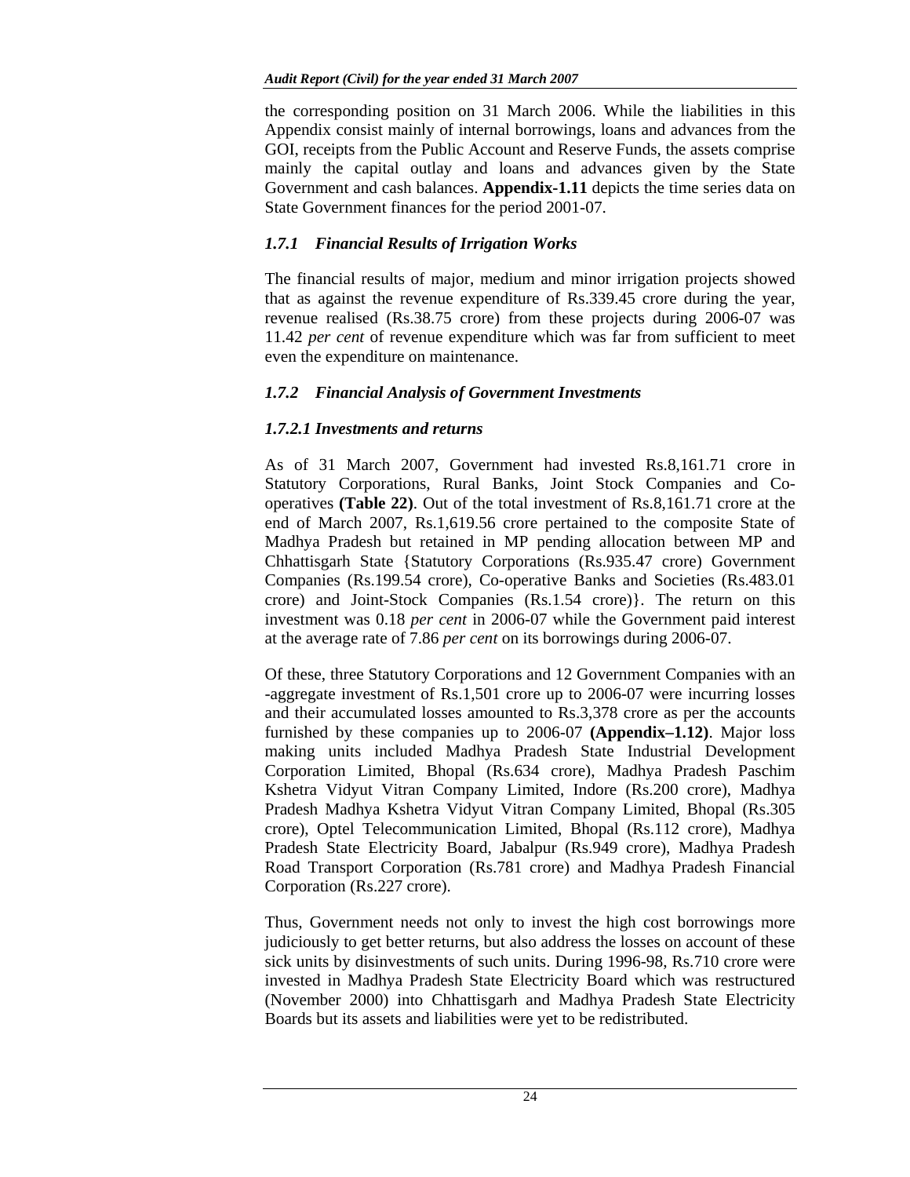the corresponding position on 31 March 2006. While the liabilities in this Appendix consist mainly of internal borrowings, loans and advances from the GOI, receipts from the Public Account and Reserve Funds, the assets comprise mainly the capital outlay and loans and advances given by the State Government and cash balances. **Appendix-1.11** depicts the time series data on State Government finances for the period 2001-07.

### *1.7.1 Financial Results of Irrigation Works*

The financial results of major, medium and minor irrigation projects showed that as against the revenue expenditure of Rs.339.45 crore during the year, revenue realised (Rs.38.75 crore) from these projects during 2006-07 was 11.42 *per cent* of revenue expenditure which was far from sufficient to meet even the expenditure on maintenance.

### *1.7.2 Financial Analysis of Government Investments*

#### *1.7.2.1 Investments and returns*

As of 31 March 2007, Government had invested Rs.8,161.71 crore in Statutory Corporations, Rural Banks, Joint Stock Companies and Co-operatives **(Table 22)**. Out of the total investment of Rs.8,161.71 crore at the end of March 2007, Rs.1,619.56 crore pertained to the composite State of Madhya Pradesh but retained in MP pending allocation between MP and Chhattisgarh State {Statutory Corporations (Rs.935.47 crore) Government Companies (Rs.199.54 crore), Co-operative Banks and Societies (Rs.483.01 crore) and Joint-Stock Companies (Rs.1.54 crore)}. The return on this investment was 0.18 *per cent* in 2006-07 while the Government paid interest at the average rate of 7.86 *per cent* on its borrowings during 2006-07.

Of these, three Statutory Corporations and 12 Government Companies with an -aggregate investment of Rs.1,501 crore up to 2006-07 were incurring losses and their accumulated losses amounted to Rs.3,378 crore as per the accounts furnished by these companies up to 2006-07 **(Appendix–1.12)**. Major loss making units included Madhya Pradesh State Industrial Development Corporation Limited, Bhopal (Rs.634 crore), Madhya Pradesh Paschim Kshetra Vidyut Vitran Company Limited, Indore (Rs.200 crore), Madhya Pradesh Madhya Kshetra Vidyut Vitran Company Limited, Bhopal (Rs.305 crore), Optel Telecommunication Limited, Bhopal (Rs.112 crore), Madhya Pradesh State Electricity Board, Jabalpur (Rs.949 crore), Madhya Pradesh Road Transport Corporation (Rs.781 crore) and Madhya Pradesh Financial Corporation (Rs.227 crore).

Thus, Government needs not only to invest the high cost borrowings more judiciously to get better returns, but also address the losses on account of these sick units by disinvestments of such units. During 1996-98, Rs.710 crore were invested in Madhya Pradesh State Electricity Board which was restructured (November 2000) into Chhattisgarh and Madhya Pradesh State Electricity Boards but its assets and liabilities were yet to be redistributed.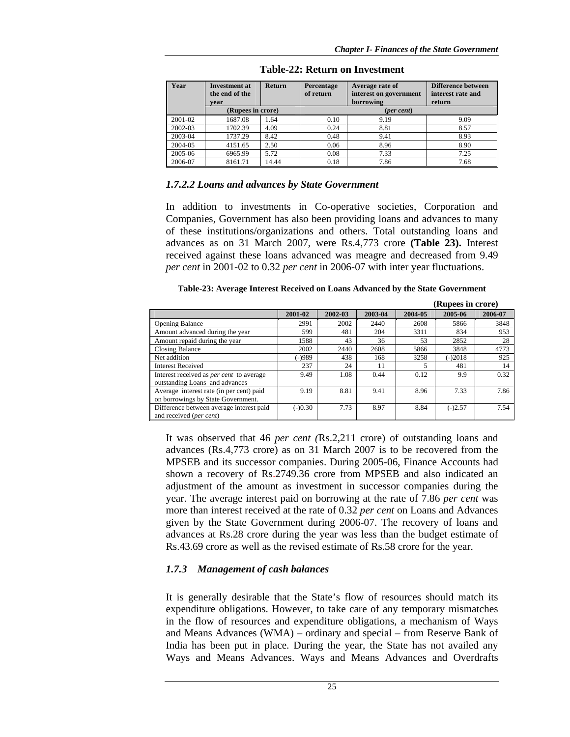**Table-22: Return on Investment**

| Year | Investment at the end of the year | Return | Percentage of return | Average rate of interest on government borrowing | Difference between interest rate and return |
|---|---|---|---|---|---|
| | (Rupees in crore) | | (*per cent*) | | |
| 2001-02 | 1687.08 | 1.64 | 0.10 | 9.19 | 9.09 |
| 2002-03 | 1702.39 | 4.09 | 0.24 | 8.81 | 8.57 |
| 2003-04 | 1737.29 | 8.42 | 0.48 | 9.41 | 8.93 |
| 2004-05 | 4151.65 | 2.50 | 0.06 | 8.96 | 8.90 |
| 2005-06 | 6965.99 | 5.72 | 0.08 | 7.33 | 7.25 |
| 2006-07 | 8161.71 | 14.44 | 0.18 | 7.86 | 7.68 |

### *1.7.2.2 Loans and advances by State Government*

In addition to investments in Co-operative societies, Corporation and Companies, Government has also been providing loans and advances to many of these institutions/organizations and others. Total outstanding loans and advances as on 31 March 2007, were Rs.4,773 crore **(Table 23).** Interest received against these loans advanced was meagre and decreased from 9.49 *per cent* in 2001-02 to 0.32 *per cent* in 2006-07 with inter year fluctuations.

**Table-23: Average Interest Received on Loans Advanced by the State Government**

**(Rupees in crore)**

| | 2001-02 | 2002-03 | 2003-04 | 2004-05 | 2005-06 | 2006-07 |
|---|---|---|---|---|---|---|
| Opening Balance | 2991 | 2002 | 2440 | 2608 | 5866 | 3848 |
| Amount advanced during the year | 599 | 481 | 204 | 3311 | 834 | 953 |
| Amount repaid during the year | 1588 | 43 | 36 | 53 | 2852 | 28 |
| Closing Balance | 2002 | 2440 | 2608 | 5866 | 3848 | 4773 |
| Net addition | (-)989 | 438 | 168 | 3258 | (-)2018 | 925 |
| Interest Received | 237 | 24 | 11 | 5 | 481 | 14 |
| Interest received as *per cent* to average outstanding Loans and advances | 9.49 | 1.08 | 0.44 | 0.12 | 9.9 | 0.32 |
| Average interest rate (in per cent) paid on borrowings by State Government. | 9.19 | 8.81 | 9.41 | 8.96 | 7.33 | 7.86 |
| Difference between average interest paid and received (*per cent*) | (-)0.30 | 7.73 | 8.97 | 8.84 | (-)2.57 | 7.54 |

It was observed that 46 *per cent (*Rs.2,211 crore) of outstanding loans and advances (Rs.4,773 crore) as on 31 March 2007 is to be recovered from the MPSEB and its successor companies. During 2005-06, Finance Accounts had shown a recovery of Rs.2749.36 crore from MPSEB and also indicated an adjustment of the amount as investment in successor companies during the year. The average interest paid on borrowing at the rate of 7.86 *per cent* was more than interest received at the rate of 0.32 *per cent* on Loans and Advances given by the State Government during 2006-07. The recovery of loans and advances at Rs.28 crore during the year was less than the budget estimate of Rs.43.69 crore as well as the revised estimate of Rs.58 crore for the year.

### *1.7.3 Management of cash balances*

It is generally desirable that the State's flow of resources should match its expenditure obligations. However, to take care of any temporary mismatches in the flow of resources and expenditure obligations, a mechanism of Ways and Means Advances (WMA) – ordinary and special – from Reserve Bank of India has been put in place. During the year, the State has not availed any Ways and Means Advances. Ways and Means Advances and Overdrafts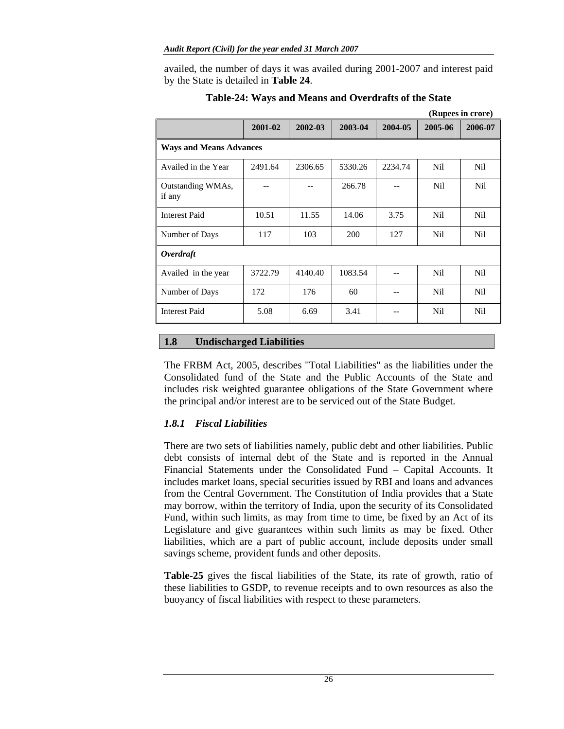availed, the number of days it was availed during 2001-2007 and interest paid by the State is detailed in **Table 24**.

**Table-24: Ways and Means and Overdrafts of the State**

**(Rupees in crore)**

| | 2001-02 | 2002-03 | 2003-04 | 2004-05 | 2005-06 | 2006-07 |
|---|---|---|---|---|---|---|
| **Ways and Means Advances** | | | | | | |
| Availed in the Year | 2491.64 | 2306.65 | 5330.26 | 2234.74 | Nil | Nil |
| Outstanding WMAs, if any | -- | -- | 266.78 | -- | Nil | Nil |
| Interest Paid | 10.51 | 11.55 | 14.06 | 3.75 | Nil | Nil |
| Number of Days | 117 | 103 | 200 | 127 | Nil | Nil |
| ***Overdraft*** | | | | | | |
| Availed in the year | 3722.79 | 4140.40 | 1083.54 | -- | Nil | Nil |
| Number of Days | 172 | 176 | 60 | -- | Nil | Nil |
| Interest Paid | 5.08 | 6.69 | 3.41 | -- | Nil | Nil |

## 1.8 Undischarged Liabilities

The FRBM Act, 2005, describes "Total Liabilities" as the liabilities under the Consolidated fund of the State and the Public Accounts of the State and includes risk weighted guarantee obligations of the State Government where the principal and/or interest are to be serviced out of the State Budget.

### *1.8.1 Fiscal Liabilities*

There are two sets of liabilities namely, public debt and other liabilities. Public debt consists of internal debt of the State and is reported in the Annual Financial Statements under the Consolidated Fund – Capital Accounts. It includes market loans, special securities issued by RBI and loans and advances from the Central Government. The Constitution of India provides that a State may borrow, within the territory of India, upon the security of its Consolidated Fund, within such limits, as may from time to time, be fixed by an Act of its Legislature and give guarantees within such limits as may be fixed. Other liabilities, which are a part of public account, include deposits under small savings scheme, provident funds and other deposits.

**Table-25** gives the fiscal liabilities of the State, its rate of growth, ratio of these liabilities to GSDP, to revenue receipts and to own resources as also the buoyancy of fiscal liabilities with respect to these parameters.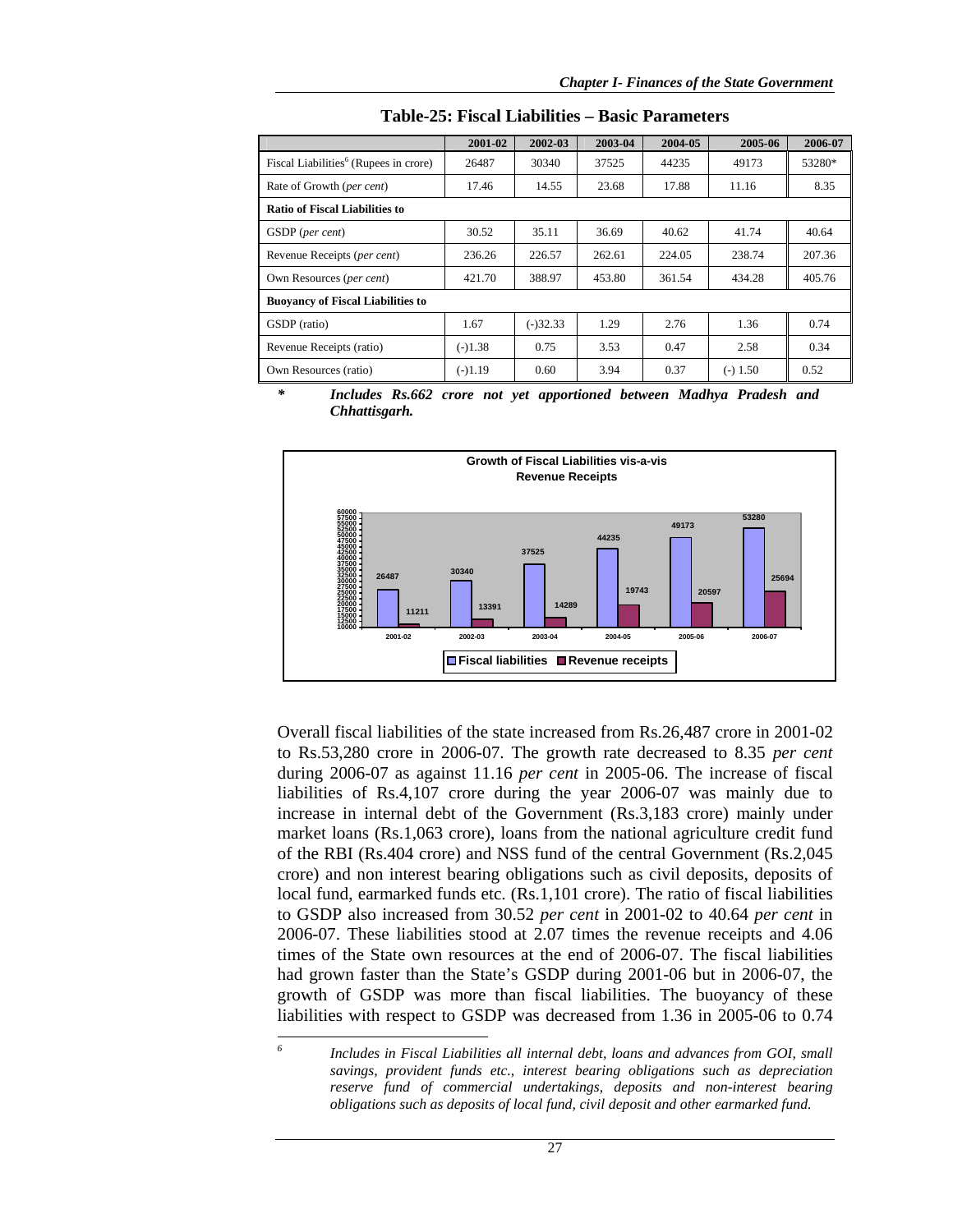**Table-25: Fiscal Liabilities – Basic Parameters**

| | 2001-02 | 2002-03 | 2003-04 | 2004-05 | 2005-06 | 2006-07 |
|---|---|---|---|---|---|---|
| Fiscal Liabilities[6] (Rupees in crore) | 26487 | 30340 | 37525 | 44235 | 49173 | 53280* |
| Rate of Growth (*per cent*) | 17.46 | 14.55 | 23.68 | 17.88 | 11.16 | 8.35 |
| **Ratio of Fiscal Liabilities to** | | | | | | |
| GSDP (*per cent*) | 30.52 | 35.11 | 36.69 | 40.62 | 41.74 | 40.64 |
| Revenue Receipts (*per cent*) | 236.26 | 226.57 | 262.61 | 224.05 | 238.74 | 207.36 |
| Own Resources (*per cent*) | 421.70 | 388.97 | 453.80 | 361.54 | 434.28 | 405.76 |
| **Buoyancy of Fiscal Liabilities to** | | | | | | |
| GSDP (ratio) | 1.67 | (-)32.33 | 1.29 | 2.76 | 1.36 | 0.74 |
| Revenue Receipts (ratio) | (-)1.38 | 0.75 | 3.53 | 0.47 | 2.58 | 0.34 |
| Own Resources (ratio) | (-)1.19 | 0.60 | 3.94 | 0.37 | (-) 1.50 | 0.52 |

\* *Includes Rs.662 crore not yet apportioned between Madhya Pradesh and Chhattisgarh.*

Growth of Fiscal Liabilities vis-a-vis Revenue Receipts

60000
57500
55000
52500
50000
47500
45000
42500
40000
37500
35000
32500
30000
27500
25000
22500
20000
17500
15000
12500
10000

26487 11211 2001-02
30340 13391 2002-03
37525 14289 2003-04
44235 19743 2004-05
49173 20597 2005-06
53280 25694 2006-07

Fiscal liabilities Revenue receipts

Overall fiscal liabilities of the state increased from Rs.26,487 crore in 2001-02 to Rs.53,280 crore in 2006-07. The growth rate decreased to 8.35 *per cent* during 2006-07 as against 11.16 *per cent* in 2005-06. The increase of fiscal liabilities of Rs.4,107 crore during the year 2006-07 was mainly due to increase in internal debt of the Government (Rs.3,183 crore) mainly under market loans (Rs.1,063 crore), loans from the national agriculture credit fund of the RBI (Rs.404 crore) and NSS fund of the central Government (Rs.2,045 crore) and non interest bearing obligations such as civil deposits, deposits of local fund, earmarked funds etc. (Rs.1,101 crore). The ratio of fiscal liabilities to GSDP also increased from 30.52 *per cent* in 2001-02 to 40.64 *per cent* in 2006-07. These liabilities stood at 2.07 times the revenue receipts and 4.06 times of the State own resources at the end of 2006-07. The fiscal liabilities had grown faster than the State's GSDP during 2001-06 but in 2006-07, the growth of GSDP was more than fiscal liabilities. The buoyancy of these liabilities with respect to GSDP was decreased from 1.36 in 2005-06 to 0.74

---

[6] *Includes in Fiscal Liabilities all internal debt, loans and advances from GOI, small savings, provident funds etc., interest bearing obligations such as depreciation reserve fund of commercial undertakings, deposits and non-interest bearing obligations such as deposits of local fund, civil deposit and other earmarked fund.*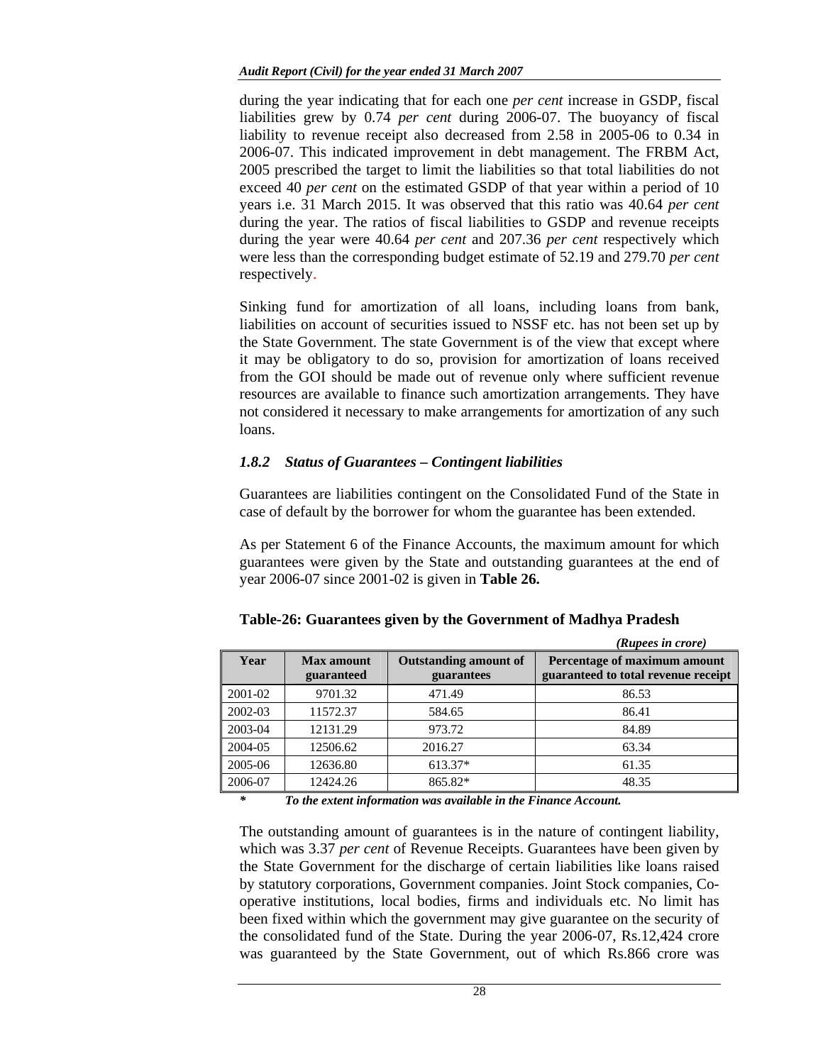during the year indicating that for each one *per cent* increase in GSDP, fiscal liabilities grew by 0.74 *per cent* during 2006-07. The buoyancy of fiscal liability to revenue receipt also decreased from 2.58 in 2005-06 to 0.34 in 2006-07. This indicated improvement in debt management. The FRBM Act, 2005 prescribed the target to limit the liabilities so that total liabilities do not exceed 40 *per cent* on the estimated GSDP of that year within a period of 10 years i.e. 31 March 2015. It was observed that this ratio was 40.64 *per cent* during the year. The ratios of fiscal liabilities to GSDP and revenue receipts during the year were 40.64 *per cent* and 207.36 *per cent* respectively which were less than the corresponding budget estimate of 52.19 and 279.70 *per cent* respectively.

Sinking fund for amortization of all loans, including loans from bank, liabilities on account of securities issued to NSSF etc. has not been set up by the State Government. The state Government is of the view that except where it may be obligatory to do so, provision for amortization of loans received from the GOI should be made out of revenue only where sufficient revenue resources are available to finance such amortization arrangements. They have not considered it necessary to make arrangements for amortization of any such loans.

### *1.8.2 Status of Guarantees – Contingent liabilities*

Guarantees are liabilities contingent on the Consolidated Fund of the State in case of default by the borrower for whom the guarantee has been extended.

As per Statement 6 of the Finance Accounts, the maximum amount for which guarantees were given by the State and outstanding guarantees at the end of year 2006-07 since 2001-02 is given in **Table 26.**

**Table-26: Guarantees given by the Government of Madhya Pradesh**

*(Rupees in crore)*

| Year | Max amount guaranteed | Outstanding amount of guarantees | Percentage of maximum amount guaranteed to total revenue receipt |
|---|---|---|---|
| 2001-02 | 9701.32 | 471.49 | 86.53 |
| 2002-03 | 11572.37 | 584.65 | 86.41 |
| 2003-04 | 12131.29 | 973.72 | 84.89 |
| 2004-05 | 12506.62 | 2016.27 | 63.34 |
| 2005-06 | 12636.80 | 613.37* | 61.35 |
| 2006-07 | 12424.26 | 865.82* | 48.35 |

\* *To the extent information was available in the Finance Account.*

The outstanding amount of guarantees is in the nature of contingent liability, which was 3.37 *per cent* of Revenue Receipts. Guarantees have been given by the State Government for the discharge of certain liabilities like loans raised by statutory corporations, Government companies. Joint Stock companies, Co-operative institutions, local bodies, firms and individuals etc. No limit has been fixed within which the government may give guarantee on the security of the consolidated fund of the State. During the year 2006-07, Rs.12,424 crore was guaranteed by the State Government, out of which Rs.866 crore was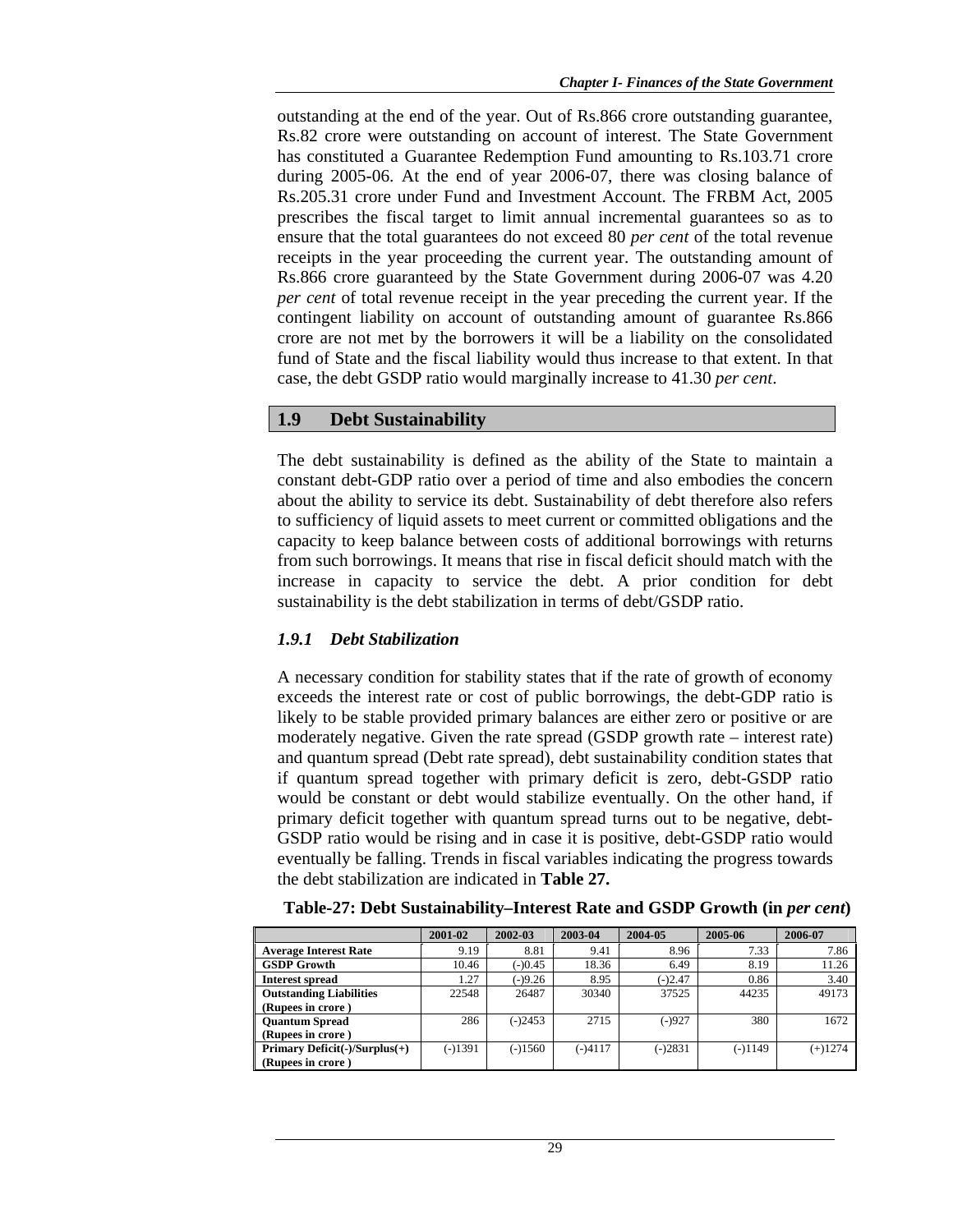outstanding at the end of the year. Out of Rs.866 crore outstanding guarantee, Rs.82 crore were outstanding on account of interest. The State Government has constituted a Guarantee Redemption Fund amounting to Rs.103.71 crore during 2005-06. At the end of year 2006-07, there was closing balance of Rs.205.31 crore under Fund and Investment Account. The FRBM Act, 2005 prescribes the fiscal target to limit annual incremental guarantees so as to ensure that the total guarantees do not exceed 80 *per cent* of the total revenue receipts in the year proceeding the current year. The outstanding amount of Rs.866 crore guaranteed by the State Government during 2006-07 was 4.20 *per cent* of total revenue receipt in the year preceding the current year. If the contingent liability on account of outstanding amount of guarantee Rs.866 crore are not met by the borrowers it will be a liability on the consolidated fund of State and the fiscal liability would thus increase to that extent. In that case, the debt GSDP ratio would marginally increase to 41.30 *per cent*.

## 1.9 Debt Sustainability

The debt sustainability is defined as the ability of the State to maintain a constant debt-GDP ratio over a period of time and also embodies the concern about the ability to service its debt. Sustainability of debt therefore also refers to sufficiency of liquid assets to meet current or committed obligations and the capacity to keep balance between costs of additional borrowings with returns from such borrowings. It means that rise in fiscal deficit should match with the increase in capacity to service the debt. A prior condition for debt sustainability is the debt stabilization in terms of debt/GSDP ratio.

### *1.9.1 Debt Stabilization*

A necessary condition for stability states that if the rate of growth of economy exceeds the interest rate or cost of public borrowings, the debt-GDP ratio is likely to be stable provided primary balances are either zero or positive or are moderately negative. Given the rate spread (GSDP growth rate – interest rate) and quantum spread (Debt rate spread), debt sustainability condition states that if quantum spread together with primary deficit is zero, debt-GSDP ratio would be constant or debt would stabilize eventually. On the other hand, if primary deficit together with quantum spread turns out to be negative, debt-GSDP ratio would be rising and in case it is positive, debt-GSDP ratio would eventually be falling. Trends in fiscal variables indicating the progress towards the debt stabilization are indicated in **Table 27.**

**Table-27: Debt Sustainability–Interest Rate and GSDP Growth (in *per cent*)**

| | 2001-02 | 2002-03 | 2003-04 | 2004-05 | 2005-06 | 2006-07 |
|---|---|---|---|---|---|---|
| **Average Interest Rate** | 9.19 | 8.81 | 9.41 | 8.96 | 7.33 | 7.86 |
| **GSDP Growth** | 10.46 | (-)0.45 | 18.36 | 6.49 | 8.19 | 11.26 |
| **Interest spread** | 1.27 | (-)9.26 | 8.95 | (-)2.47 | 0.86 | 3.40 |
| **Outstanding Liabilities (Rupees in crore )** | 22548 | 26487 | 30340 | 37525 | 44235 | 49173 |
| **Quantum Spread (Rupees in crore )** | 286 | (-)2453 | 2715 | (-)927 | 380 | 1672 |
| **Primary Deficit(-)/Surplus(+) (Rupees in crore )** | (-)1391 | (-)1560 | (-)4117 | (-)2831 | (-)1149 | (+)1274 |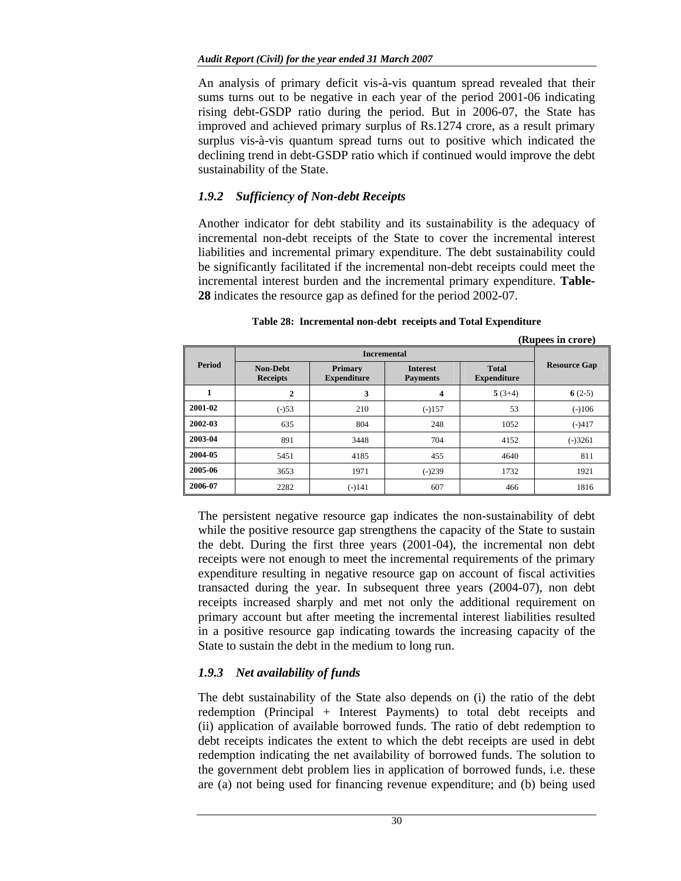An analysis of primary deficit vis-à-vis quantum spread revealed that their sums turns out to be negative in each year of the period 2001-06 indicating rising debt-GSDP ratio during the period. But in 2006-07, the State has improved and achieved primary surplus of Rs.1274 crore, as a result primary surplus vis-à-vis quantum spread turns out to positive which indicated the declining trend in debt-GSDP ratio which if continued would improve the debt sustainability of the State.

### *1.9.2 Sufficiency of Non-debt Receipts*

Another indicator for debt stability and its sustainability is the adequacy of incremental non-debt receipts of the State to cover the incremental interest liabilities and incremental primary expenditure. The debt sustainability could be significantly facilitated if the incremental non-debt receipts could meet the incremental interest burden and the incremental primary expenditure. **Table-28** indicates the resource gap as defined for the period 2002-07.

**Table 28: Incremental non-debt receipts and Total Expenditure**

**(Rupees in crore)**

| Period | Incremental | | | | Resource Gap |
|---|---|---|---|---|---|
| | Non-Debt Receipts | Primary Expenditure | Interest Payments | Total Expenditure | |
| **1** | **2** | **3** | **4** | **5** (3+4) | **6** (2-5) |
| **2001-02** | (-)53 | 210 | (-)157 | 53 | (-)106 |
| **2002-03** | 635 | 804 | 248 | 1052 | (-)417 |
| **2003-04** | 891 | 3448 | 704 | 4152 | (-)3261 |
| **2004-05** | 5451 | 4185 | 455 | 4640 | 811 |
| **2005-06** | 3653 | 1971 | (-)239 | 1732 | 1921 |
| **2006-07** | 2282 | (-)141 | 607 | 466 | 1816 |

The persistent negative resource gap indicates the non-sustainability of debt while the positive resource gap strengthens the capacity of the State to sustain the debt. During the first three years (2001-04), the incremental non debt receipts were not enough to meet the incremental requirements of the primary expenditure resulting in negative resource gap on account of fiscal activities transacted during the year. In subsequent three years (2004-07), non debt receipts increased sharply and met not only the additional requirement on primary account but after meeting the incremental interest liabilities resulted in a positive resource gap indicating towards the increasing capacity of the State to sustain the debt in the medium to long run.

### *1.9.3 Net availability of funds*

The debt sustainability of the State also depends on (i) the ratio of the debt redemption (Principal + Interest Payments) to total debt receipts and (ii) application of available borrowed funds. The ratio of debt redemption to debt receipts indicates the extent to which the debt receipts are used in debt redemption indicating the net availability of borrowed funds. The solution to the government debt problem lies in application of borrowed funds, i.e. these are (a) not being used for financing revenue expenditure; and (b) being used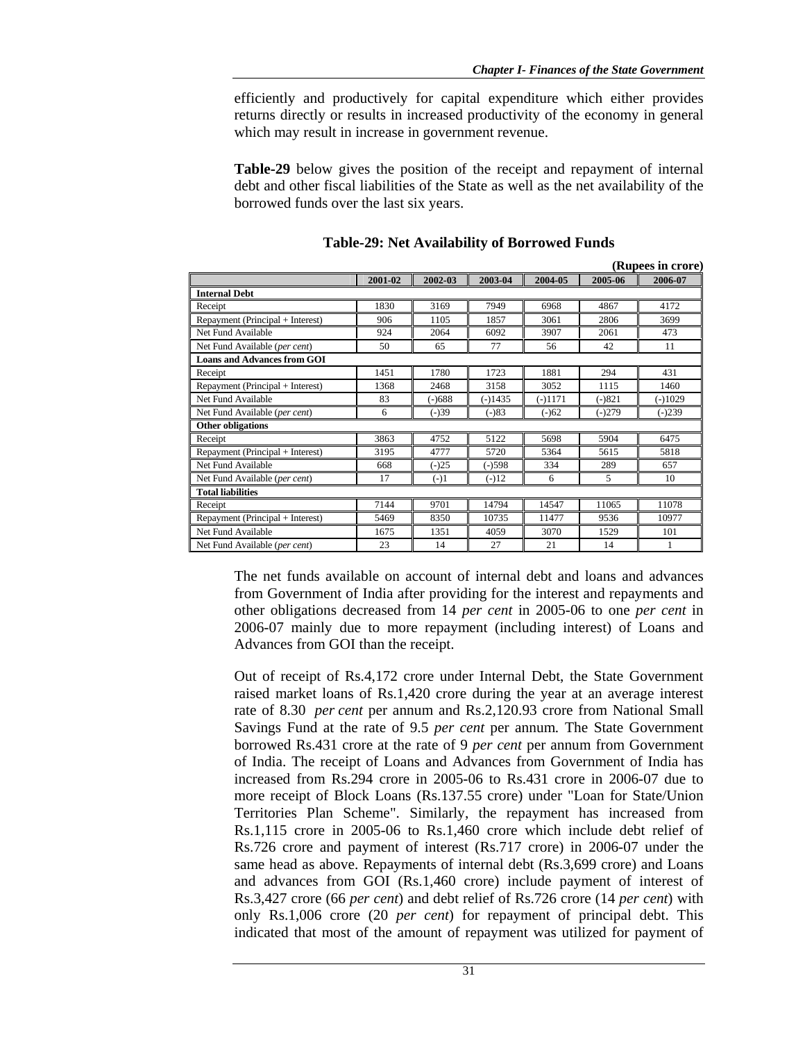efficiently and productively for capital expenditure which either provides returns directly or results in increased productivity of the economy in general which may result in increase in government revenue.

**Table-29** below gives the position of the receipt and repayment of internal debt and other fiscal liabilities of the State as well as the net availability of the borrowed funds over the last six years.

**Table-29: Net Availability of Borrowed Funds**

**(Rupees in crore)**

| | 2001-02 | 2002-03 | 2003-04 | 2004-05 | 2005-06 | 2006-07 |
|---|---|---|---|---|---|---|
| **Internal Debt** | | | | | | |
| Receipt | 1830 | 3169 | 7949 | 6968 | 4867 | 4172 |
| Repayment (Principal + Interest) | 906 | 1105 | 1857 | 3061 | 2806 | 3699 |
| Net Fund Available | 924 | 2064 | 6092 | 3907 | 2061 | 473 |
| Net Fund Available (*per cent*) | 50 | 65 | 77 | 56 | 42 | 11 |
| **Loans and Advances from GOI** | | | | | | |
| Receipt | 1451 | 1780 | 1723 | 1881 | 294 | 431 |
| Repayment (Principal + Interest) | 1368 | 2468 | 3158 | 3052 | 1115 | 1460 |
| Net Fund Available | 83 | (-)688 | (-)1435 | (-)1171 | (-)821 | (-)1029 |
| Net Fund Available (*per cent*) | 6 | (-)39 | (-)83 | (-)62 | (-)279 | (-)239 |
| **Other obligations** | | | | | | |
| Receipt | 3863 | 4752 | 5122 | 5698 | 5904 | 6475 |
| Repayment (Principal + Interest) | 3195 | 4777 | 5720 | 5364 | 5615 | 5818 |
| Net Fund Available | 668 | (-)25 | (-)598 | 334 | 289 | 657 |
| Net Fund Available (*per cent*) | 17 | (-)1 | (-)12 | 6 | 5 | 10 |
| **Total liabilities** | | | | | | |
| Receipt | 7144 | 9701 | 14794 | 14547 | 11065 | 11078 |
| Repayment (Principal + Interest) | 5469 | 8350 | 10735 | 11477 | 9536 | 10977 |
| Net Fund Available | 1675 | 1351 | 4059 | 3070 | 1529 | 101 |
| Net Fund Available (*per cent*) | 23 | 14 | 27 | 21 | 14 | 1 |

The net funds available on account of internal debt and loans and advances from Government of India after providing for the interest and repayments and other obligations decreased from 14 *per cent* in 2005-06 to one *per cent* in 2006-07 mainly due to more repayment (including interest) of Loans and Advances from GOI than the receipt.

Out of receipt of Rs.4,172 crore under Internal Debt, the State Government raised market loans of Rs.1,420 crore during the year at an average interest rate of 8.30 *per cent* per annum and Rs.2,120.93 crore from National Small Savings Fund at the rate of 9.5 *per cent* per annum. The State Government borrowed Rs.431 crore at the rate of 9 *per cent* per annum from Government of India. The receipt of Loans and Advances from Government of India has increased from Rs.294 crore in 2005-06 to Rs.431 crore in 2006-07 due to more receipt of Block Loans (Rs.137.55 crore) under "Loan for State/Union Territories Plan Scheme". Similarly, the repayment has increased from Rs.1,115 crore in 2005-06 to Rs.1,460 crore which include debt relief of Rs.726 crore and payment of interest (Rs.717 crore) in 2006-07 under the same head as above. Repayments of internal debt (Rs.3,699 crore) and Loans and advances from GOI (Rs.1,460 crore) include payment of interest of Rs.3,427 crore (66 *per cent*) and debt relief of Rs.726 crore (14 *per cent*) with only Rs.1,006 crore (20 *per cent*) for repayment of principal debt. This indicated that most of the amount of repayment was utilized for payment of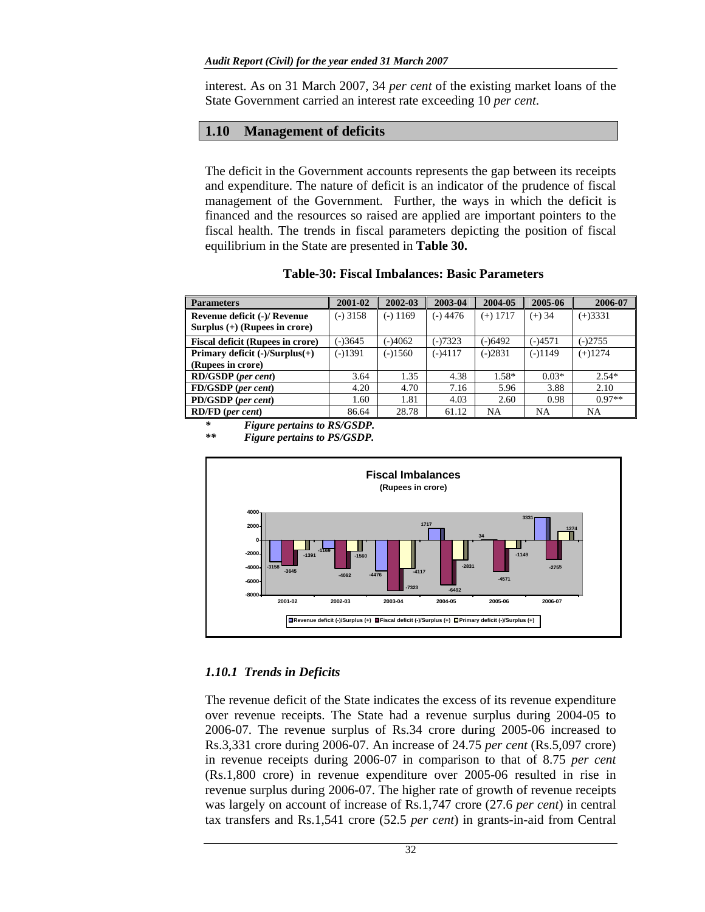interest. As on 31 March 2007, 34 *per cent* of the existing market loans of the State Government carried an interest rate exceeding 10 *per cent*.

## 1.10 Management of deficits

The deficit in the Government accounts represents the gap between its receipts and expenditure. The nature of deficit is an indicator of the prudence of fiscal management of the Government. Further, the ways in which the deficit is financed and the resources so raised are applied are important pointers to the fiscal health. The trends in fiscal parameters depicting the position of fiscal equilibrium in the State are presented in **Table 30.**

**Table-30: Fiscal Imbalances: Basic Parameters**

| Parameters | 2001-02 | 2002-03 | 2003-04 | 2004-05 | 2005-06 | 2006-07 |
|---|---|---|---|---|---|---|
| **Revenue deficit (-)/ Revenue Surplus (+) (Rupees in crore)** | (-) 3158 | (-) 1169 | (-) 4476 | (+) 1717 | (+) 34 | (+)3331 |
| **Fiscal deficit (Rupees in crore)** | (-)3645 | (-)4062 | (-)7323 | (-)6492 | (-)4571 | (-)2755 |
| **Primary deficit (-)/Surplus(+) (Rupees in crore)** | (-)1391 | (-)1560 | (-)4117 | (-)2831 | (-)1149 | (+)1274 |
| **RD/GSDP (*per cent*)** | 3.64 | 1.35 | 4.38 | 1.58* | 0.03* | 2.54* |
| **FD/GSDP (*per cent*)** | 4.20 | 4.70 | 7.16 | 5.96 | 3.88 | 2.10 |
| **PD/GSDP (*per cent*)** | 1.60 | 1.81 | 4.03 | 2.60 | 0.98 | 0.97** |
| **RD/FD (*per cent*)** | 86.64 | 28.78 | 61.12 | NA | NA | NA |

*\* Figure pertains to RS/GSDP.*

*\*\* Figure pertains to PS/GSDP.*

Fiscal Imbalances
(Rupees in crore)

4000
2000
0
-2000
-4000
-6000
-8000

-3158 -3645 -1391
-1169 -4062 -1560
-4476 -7323 -4117
1717 -6492 -2831
34 -4571 -1149
3331 -2755 1274

2001-02 2002-03 2003-04 2004-05 2005-06 2006-07

Revenue deficit (-)/Surplus (+) Fiscal deficit (-)/Surplus (+) Primary deficit (-)/Surplus (+)

### *1.10.1 Trends in Deficits*

The revenue deficit of the State indicates the excess of its revenue expenditure over revenue receipts. The State had a revenue surplus during 2004-05 to 2006-07. The revenue surplus of Rs.34 crore during 2005-06 increased to Rs.3,331 crore during 2006-07. An increase of 24.75 *per cent* (Rs.5,097 crore) in revenue receipts during 2006-07 in comparison to that of 8.75 *per cent* (Rs.1,800 crore) in revenue expenditure over 2005-06 resulted in rise in revenue surplus during 2006-07. The higher rate of growth of revenue receipts was largely on account of increase of Rs.1,747 crore (27.6 *per cent*) in central tax transfers and Rs.1,541 crore (52.5 *per cent*) in grants-in-aid from Central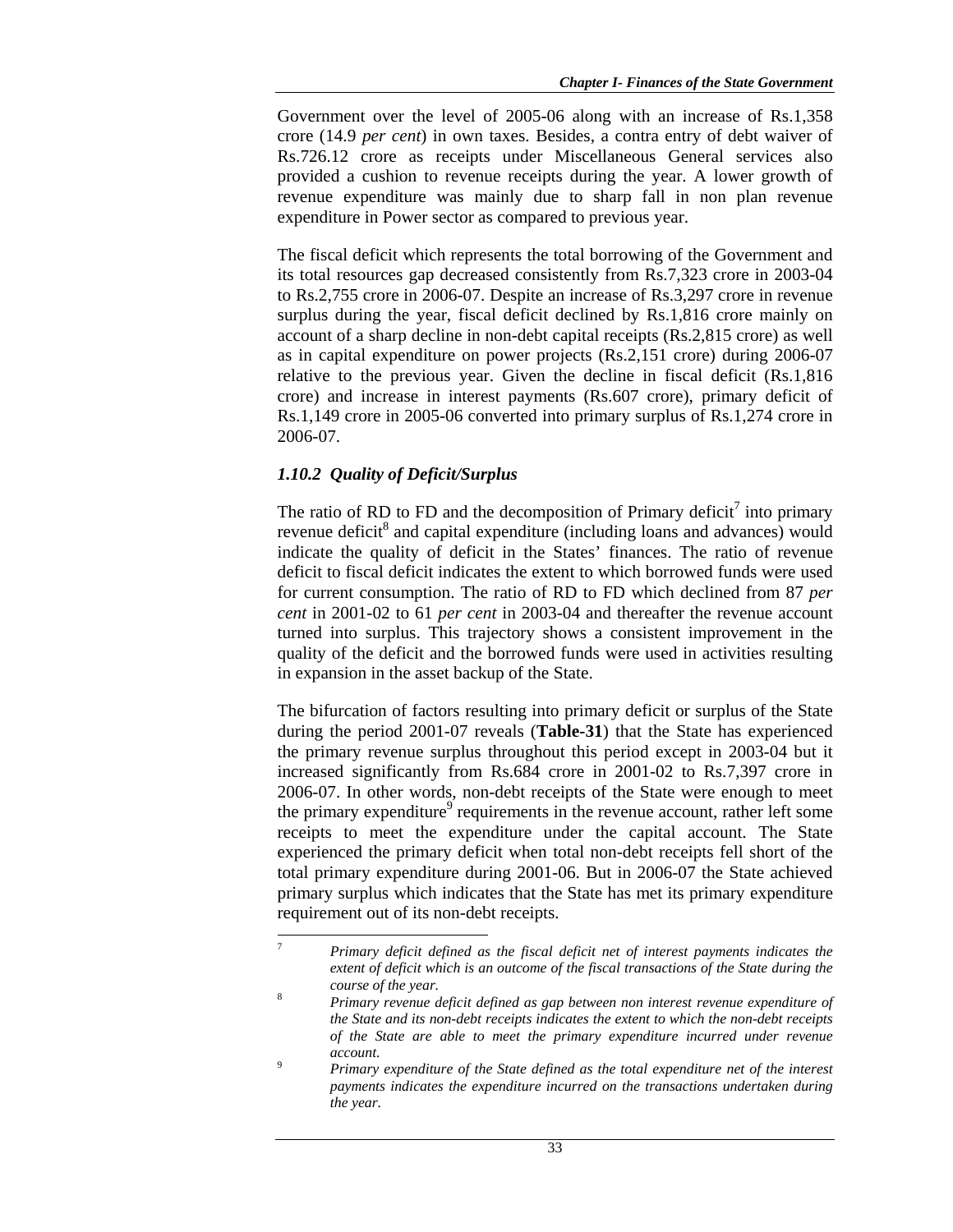Government over the level of 2005-06 along with an increase of Rs.1,358 crore (14.9 *per cent*) in own taxes. Besides, a contra entry of debt waiver of Rs.726.12 crore as receipts under Miscellaneous General services also provided a cushion to revenue receipts during the year. A lower growth of revenue expenditure was mainly due to sharp fall in non plan revenue expenditure in Power sector as compared to previous year.

The fiscal deficit which represents the total borrowing of the Government and its total resources gap decreased consistently from Rs.7,323 crore in 2003-04 to Rs.2,755 crore in 2006-07. Despite an increase of Rs.3,297 crore in revenue surplus during the year, fiscal deficit declined by Rs.1,816 crore mainly on account of a sharp decline in non-debt capital receipts (Rs.2,815 crore) as well as in capital expenditure on power projects (Rs.2,151 crore) during 2006-07 relative to the previous year. Given the decline in fiscal deficit (Rs.1,816 crore) and increase in interest payments (Rs.607 crore), primary deficit of Rs.1,149 crore in 2005-06 converted into primary surplus of Rs.1,274 crore in 2006-07.

### *1.10.2 Quality of Deficit/Surplus*

The ratio of RD to FD and the decomposition of Primary deficit[7] into primary revenue deficit[8] and capital expenditure (including loans and advances) would indicate the quality of deficit in the States' finances. The ratio of revenue deficit to fiscal deficit indicates the extent to which borrowed funds were used for current consumption. The ratio of RD to FD which declined from 87 *per cent* in 2001-02 to 61 *per cent* in 2003-04 and thereafter the revenue account turned into surplus. This trajectory shows a consistent improvement in the quality of the deficit and the borrowed funds were used in activities resulting in expansion in the asset backup of the State.

The bifurcation of factors resulting into primary deficit or surplus of the State during the period 2001-07 reveals (**Table-31**) that the State has experienced the primary revenue surplus throughout this period except in 2003-04 but it increased significantly from Rs.684 crore in 2001-02 to Rs.7,397 crore in 2006-07. In other words, non-debt receipts of the State were enough to meet the primary expenditure[9] requirements in the revenue account, rather left some receipts to meet the expenditure under the capital account. The State experienced the primary deficit when total non-debt receipts fell short of the total primary expenditure during 2001-06. But in 2006-07 the State achieved primary surplus which indicates that the State has met its primary expenditure requirement out of its non-debt receipts.

---

[7] *Primary deficit defined as the fiscal deficit net of interest payments indicates the extent of deficit which is an outcome of the fiscal transactions of the State during the course of the year.*

[8] *Primary revenue deficit defined as gap between non interest revenue expenditure of the State and its non-debt receipts indicates the extent to which the non-debt receipts of the State are able to meet the primary expenditure incurred under revenue account.*

[9] *Primary expenditure of the State defined as the total expenditure net of the interest payments indicates the expenditure incurred on the transactions undertaken during the year.*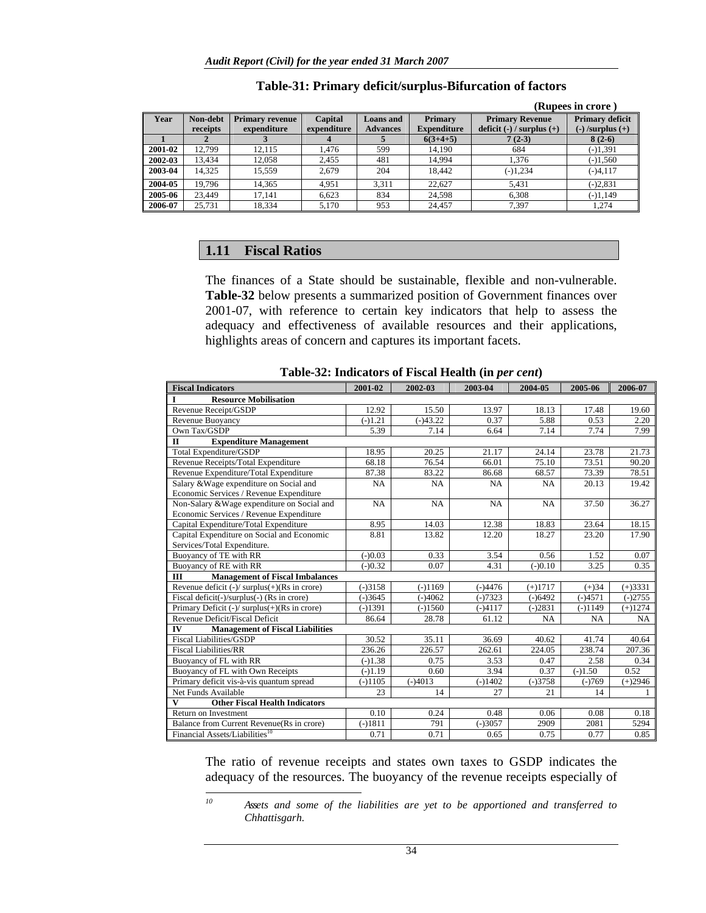**Table-31: Primary deficit/surplus-Bifurcation of factors**

**(Rupees in crore )**

| Year | Non-debt receipts | Primary revenue expenditure | Capital expenditure | Loans and Advances | Primary Expenditure | Primary Revenue deficit (-) / surplus (+) | Primary deficit (-) /surplus (+) |
|---|---|---|---|---|---|---|---|
| 1 | 2 | 3 | 4 | 5 | 6(3+4+5) | 7 (2-3) | 8 (2-6) |
| 2001-02 | 12,799 | 12,115 | 1,476 | 599 | 14,190 | 684 | (-)1,391 |
| 2002-03 | 13,434 | 12,058 | 2,455 | 481 | 14,994 | 1,376 | (-)1,560 |
| 2003-04 | 14,325 | 15,559 | 2,679 | 204 | 18,442 | (-)1,234 | (-)4,117 |
| 2004-05 | 19,796 | 14,365 | 4,951 | 3,311 | 22,627 | 5,431 | (-)2,831 |
| 2005-06 | 23,449 | 17,141 | 6,623 | 834 | 24,598 | 6,308 | (-)1,149 |
| 2006-07 | 25,731 | 18,334 | 5,170 | 953 | 24,457 | 7,397 | 1,274 |

## 1.11 Fiscal Ratios

The finances of a State should be sustainable, flexible and non-vulnerable. **Table-32** below presents a summarized position of Government finances over 2001-07, with reference to certain key indicators that help to assess the adequacy and effectiveness of available resources and their applications, highlights areas of concern and captures its important facets.

**Table-32: Indicators of Fiscal Health (in *per cent*)**

| Fiscal Indicators | 2001-02 | 2002-03 | 2003-04 | 2004-05 | 2005-06 | 2006-07 |
|---|---|---|---|---|---|---|
| **I Resource Mobilisation** | | | | | | |
| Revenue Receipt/GSDP | 12.92 | 15.50 | 13.97 | 18.13 | 17.48 | 19.60 |
| Revenue Buoyancy | (-)1.21 | (-)43.22 | 0.37 | 5.88 | 0.53 | 2.20 |
| Own Tax/GSDP | 5.39 | 7.14 | 6.64 | 7.14 | 7.74 | 7.99 |
| **II Expenditure Management** | | | | | | |
| Total Expenditure/GSDP | 18.95 | 20.25 | 21.17 | 24.14 | 23.78 | 21.73 |
| Revenue Receipts/Total Expenditure | 68.18 | 76.54 | 66.01 | 75.10 | 73.51 | 90.20 |
| Revenue Expenditure/Total Expenditure | 87.38 | 83.22 | 86.68 | 68.57 | 73.39 | 78.51 |
| Salary &Wage expenditure on Social and Economic Services / Revenue Expenditure | NA | NA | NA | NA | 20.13 | 19.42 |
| Non-Salary &Wage expenditure on Social and Economic Services / Revenue Expenditure | NA | NA | NA | NA | 37.50 | 36.27 |
| Capital Expenditure/Total Expenditure | 8.95 | 14.03 | 12.38 | 18.83 | 23.64 | 18.15 |
| Capital Expenditure on Social and Economic Services/Total Expenditure. | 8.81 | 13.82 | 12.20 | 18.27 | 23.20 | 17.90 |
| Buoyancy of TE with RR | (-)0.03 | 0.33 | 3.54 | 0.56 | 1.52 | 0.07 |
| Buoyancy of RE with RR | (-)0.32 | 0.07 | 4.31 | (-)0.10 | 3.25 | 0.35 |
| **III Management of Fiscal Imbalances** | | | | | | |
| Revenue deficit (-)/ surplus(+)(Rs in crore) | (-)3158 | (-)1169 | (-)4476 | (+)1717 | (+)34 | (+)3331 |
| Fiscal deficit(-)/surplus(-) (Rs in crore) | (-)3645 | (-)4062 | (-)7323 | (-)6492 | (-)4571 | (-)2755 |
| Primary Deficit (-)/ surplus(+)(Rs in crore) | (-)1391 | (-)1560 | (-)4117 | (-)2831 | (-)1149 | (+)1274 |
| Revenue Deficit/Fiscal Deficit | 86.64 | 28.78 | 61.12 | NA | NA | NA |
| **IV Management of Fiscal Liabilities** | | | | | | |
| Fiscal Liabilities/GSDP | 30.52 | 35.11 | 36.69 | 40.62 | 41.74 | 40.64 |
| Fiscal Liabilities/RR | 236.26 | 226.57 | 262.61 | 224.05 | 238.74 | 207.36 |
| Buoyancy of FL with RR | (-)1.38 | 0.75 | 3.53 | 0.47 | 2.58 | 0.34 |
| Buoyancy of FL with Own Receipts | (-)1.19 | 0.60 | 3.94 | 0.37 | (-)1.50 | 0.52 |
| Primary deficit vis-à-vis quantum spread | (-)1105 | (-)4013 | (-)1402 | (-)3758 | (-)769 | (+)2946 |
| Net Funds Available | 23 | 14 | 27 | 21 | 14 | 1 |
| **V Other Fiscal Health Indicators** | | | | | | |
| Return on Investment | 0.10 | 0.24 | 0.48 | 0.06 | 0.08 | 0.18 |
| Balance from Current Revenue(Rs in crore) | (-)1811 | 791 | (-)3057 | 2909 | 2081 | 5294 |
| Financial Assets/Liabilities[10] | 0.71 | 0.71 | 0.65 | 0.75 | 0.77 | 0.85 |

The ratio of revenue receipts and states own taxes to GSDP indicates the adequacy of the resources. The buoyancy of the revenue receipts especially of

[10] *Assets and some of the liabilities are yet to be apportioned and transferred to Chhattisgarh.*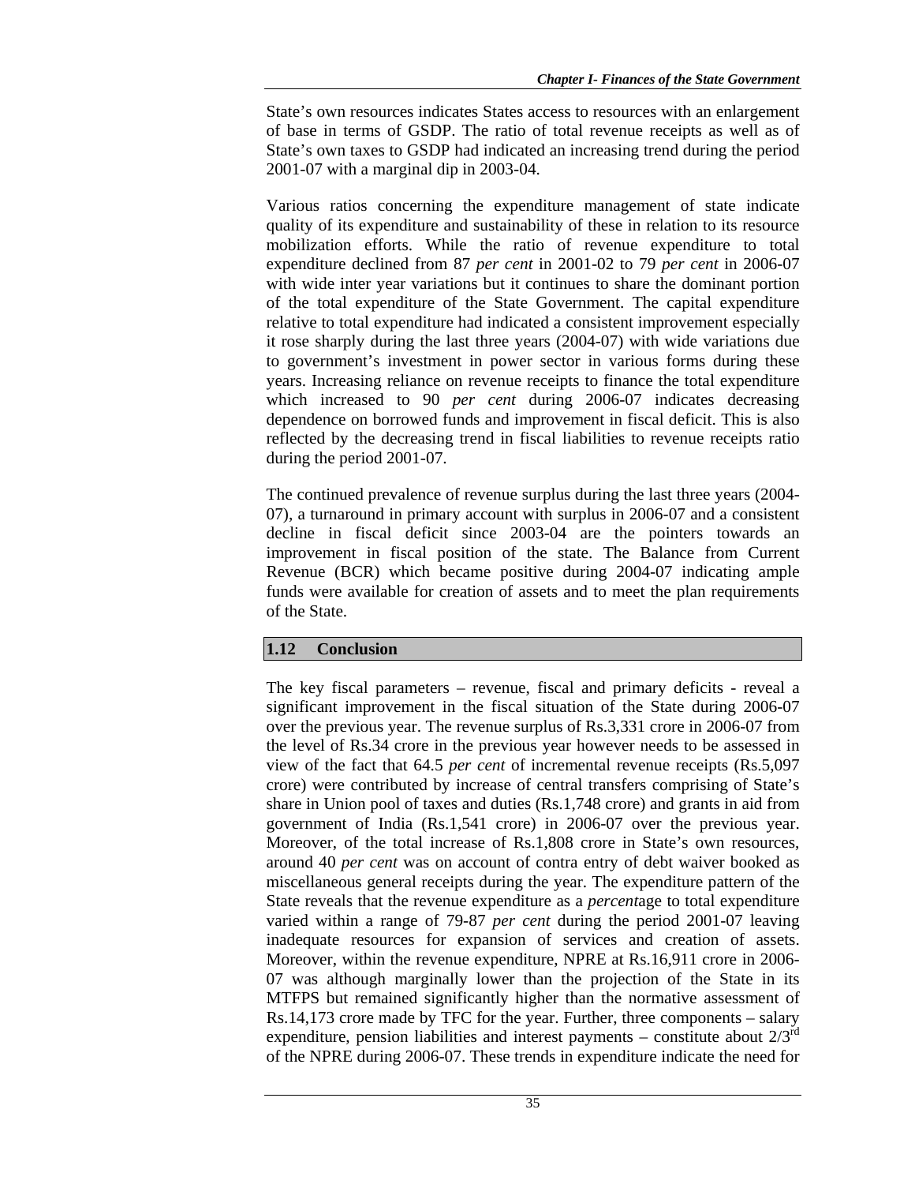State's own resources indicates States access to resources with an enlargement of base in terms of GSDP. The ratio of total revenue receipts as well as of State's own taxes to GSDP had indicated an increasing trend during the period 2001-07 with a marginal dip in 2003-04.

Various ratios concerning the expenditure management of state indicate quality of its expenditure and sustainability of these in relation to its resource mobilization efforts. While the ratio of revenue expenditure to total expenditure declined from 87 *per cent* in 2001-02 to 79 *per cent* in 2006-07 with wide inter year variations but it continues to share the dominant portion of the total expenditure of the State Government. The capital expenditure relative to total expenditure had indicated a consistent improvement especially it rose sharply during the last three years (2004-07) with wide variations due to government's investment in power sector in various forms during these years. Increasing reliance on revenue receipts to finance the total expenditure which increased to 90 *per cent* during 2006-07 indicates decreasing dependence on borrowed funds and improvement in fiscal deficit. This is also reflected by the decreasing trend in fiscal liabilities to revenue receipts ratio during the period 2001-07.

The continued prevalence of revenue surplus during the last three years (2004-07), a turnaround in primary account with surplus in 2006-07 and a consistent decline in fiscal deficit since 2003-04 are the pointers towards an improvement in fiscal position of the state. The Balance from Current Revenue (BCR) which became positive during 2004-07 indicating ample funds were available for creation of assets and to meet the plan requirements of the State.

## 1.12 Conclusion

The key fiscal parameters – revenue, fiscal and primary deficits - reveal a significant improvement in the fiscal situation of the State during 2006-07 over the previous year. The revenue surplus of Rs.3,331 crore in 2006-07 from the level of Rs.34 crore in the previous year however needs to be assessed in view of the fact that 64.5 *per cent* of incremental revenue receipts (Rs.5,097 crore) were contributed by increase of central transfers comprising of State's share in Union pool of taxes and duties (Rs.1,748 crore) and grants in aid from government of India (Rs.1,541 crore) in 2006-07 over the previous year. Moreover, of the total increase of Rs.1,808 crore in State's own resources, around 40 *per cent* was on account of contra entry of debt waiver booked as miscellaneous general receipts during the year. The expenditure pattern of the State reveals that the revenue expenditure as a *percent*age to total expenditure varied within a range of 79-87 *per cent* during the period 2001-07 leaving inadequate resources for expansion of services and creation of assets. Moreover, within the revenue expenditure, NPRE at Rs.16,911 crore in 2006-07 was although marginally lower than the projection of the State in its MTFPS but remained significantly higher than the normative assessment of Rs.14,173 crore made by TFC for the year. Further, three components – salary expenditure, pension liabilities and interest payments – constitute about 2/3rd of the NPRE during 2006-07. These trends in expenditure indicate the need for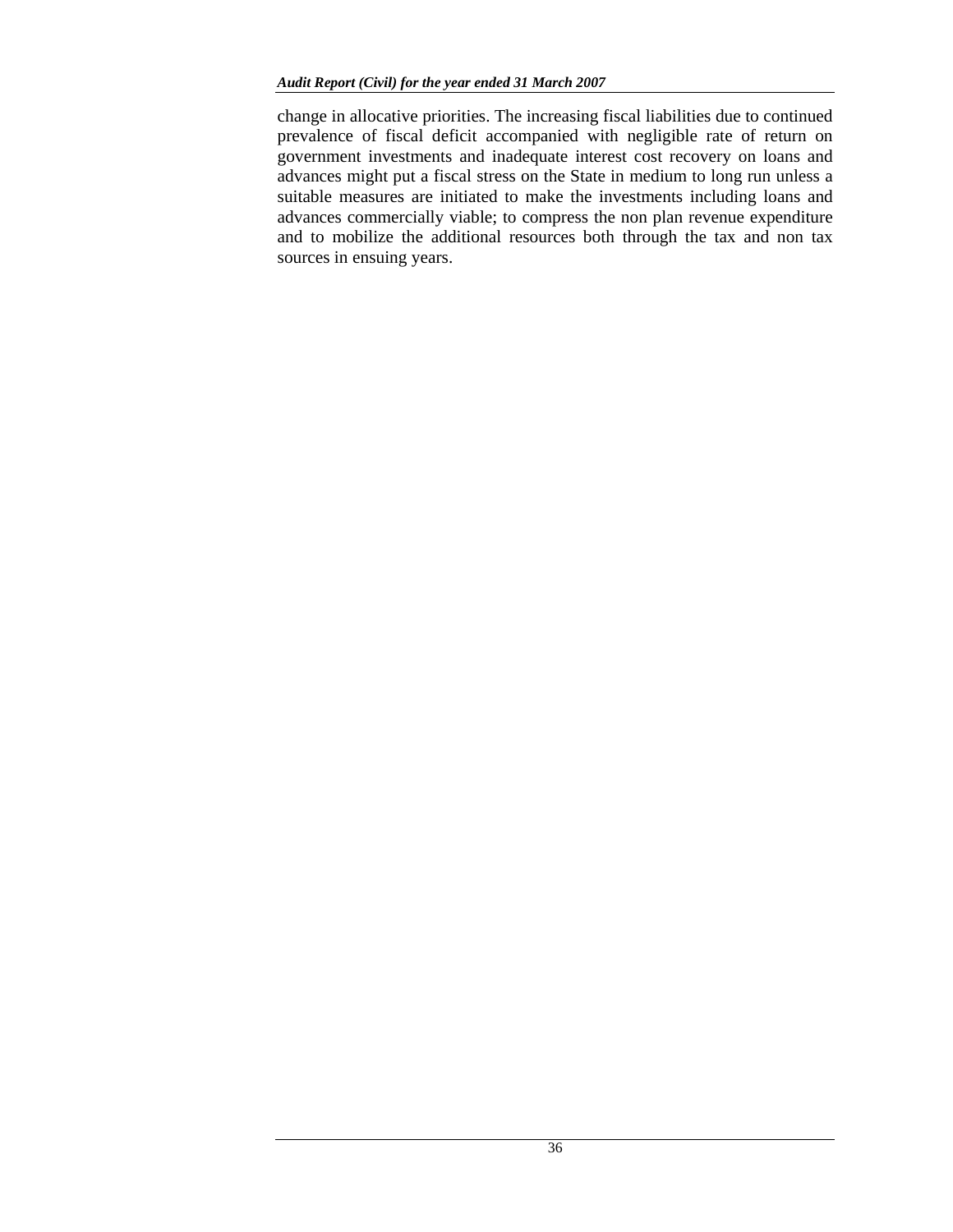change in allocative priorities. The increasing fiscal liabilities due to continued prevalence of fiscal deficit accompanied with negligible rate of return on government investments and inadequate interest cost recovery on loans and advances might put a fiscal stress on the State in medium to long run unless a suitable measures are initiated to make the investments including loans and advances commercially viable; to compress the non plan revenue expenditure and to mobilize the additional resources both through the tax and non tax sources in ensuing years.